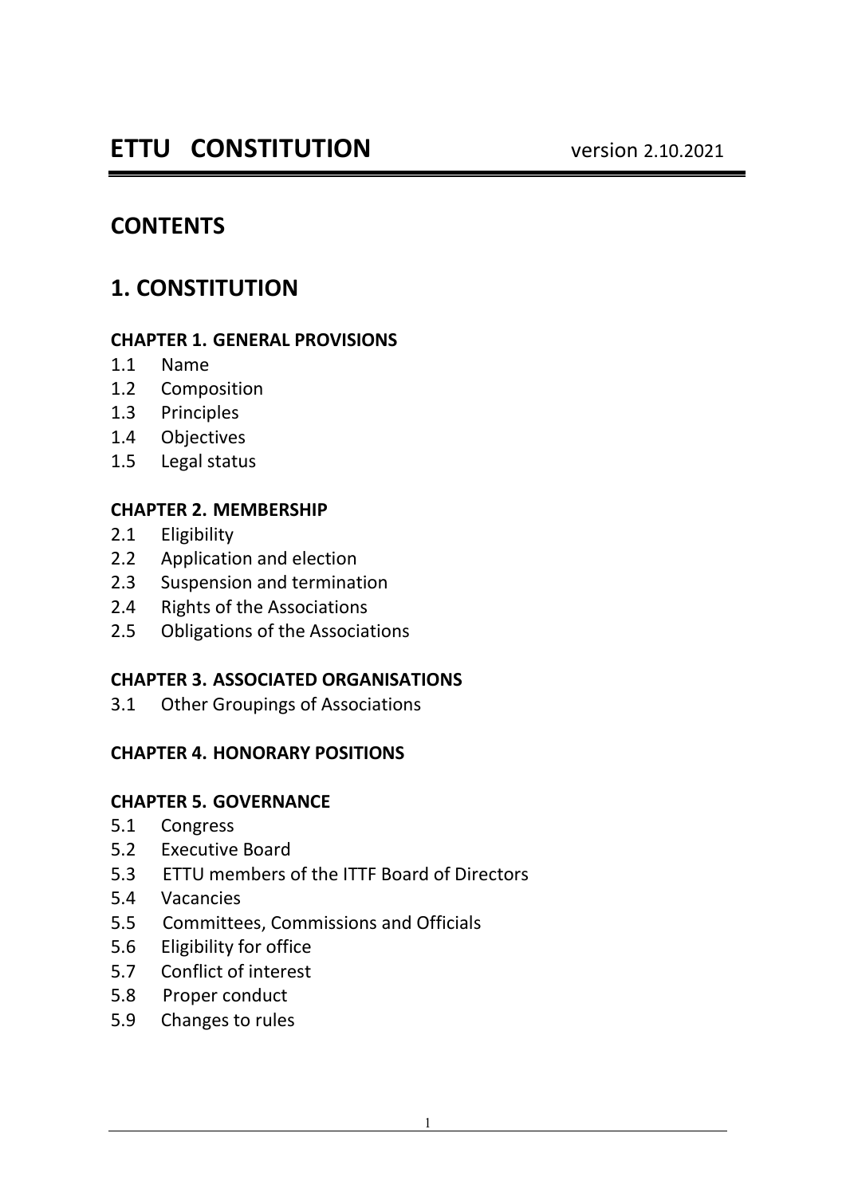# ETTU CONSTITUTION

version 2.10.2021

## CONTENTS

## 1. CONSTITUTION

### CHAPTER 1. GENERAL PROVISIONS

1.1 Name
1.2 Composition
1.3 Principles
1.4 Objectives
1.5 Legal status

### CHAPTER 2. MEMBERSHIP

2.1 Eligibility
2.2 Application and election
2.3 Suspension and termination
2.4 Rights of the Associations
2.5 Obligations of the Associations

### CHAPTER 3. ASSOCIATED ORGANISATIONS

3.1 Other Groupings of Associations

### CHAPTER 4. HONORARY POSITIONS

### CHAPTER 5. GOVERNANCE

5.1 Congress
5.2 Executive Board
5.3 ETTU members of the ITTF Board of Directors
5.4 Vacancies
5.5 Committees, Commissions and Officials
5.6 Eligibility for office
5.7 Conflict of interest
5.8 Proper conduct
5.9 Changes to rules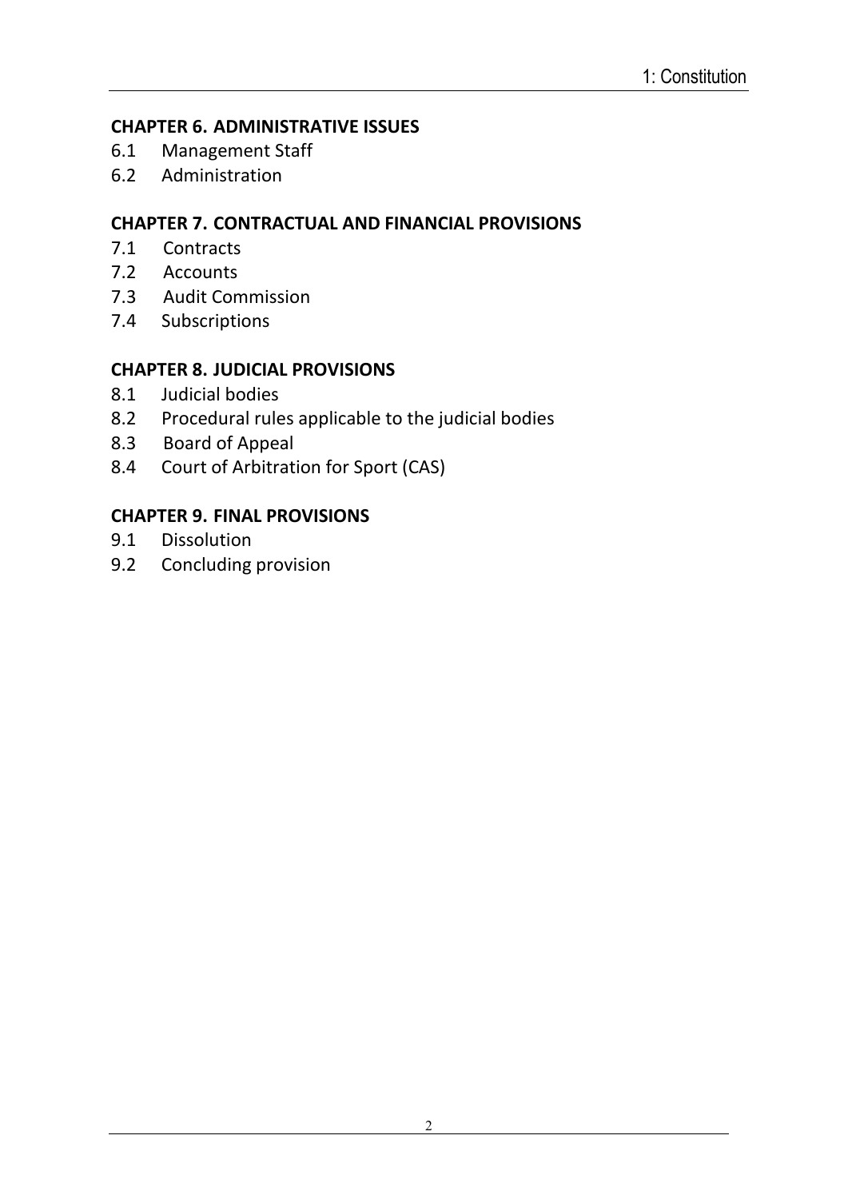**CHAPTER 6. ADMINISTRATIVE ISSUES**

6.1 Management Staff
6.2 Administration

**CHAPTER 7. CONTRACTUAL AND FINANCIAL PROVISIONS**

7.1 Contracts
7.2 Accounts
7.3 Audit Commission
7.4 Subscriptions

**CHAPTER 8. JUDICIAL PROVISIONS**

8.1 Judicial bodies
8.2 Procedural rules applicable to the judicial bodies
8.3 Board of Appeal
8.4 Court of Arbitration for Sport (CAS)

**CHAPTER 9. FINAL PROVISIONS**

9.1 Dissolution
9.2 Concluding provision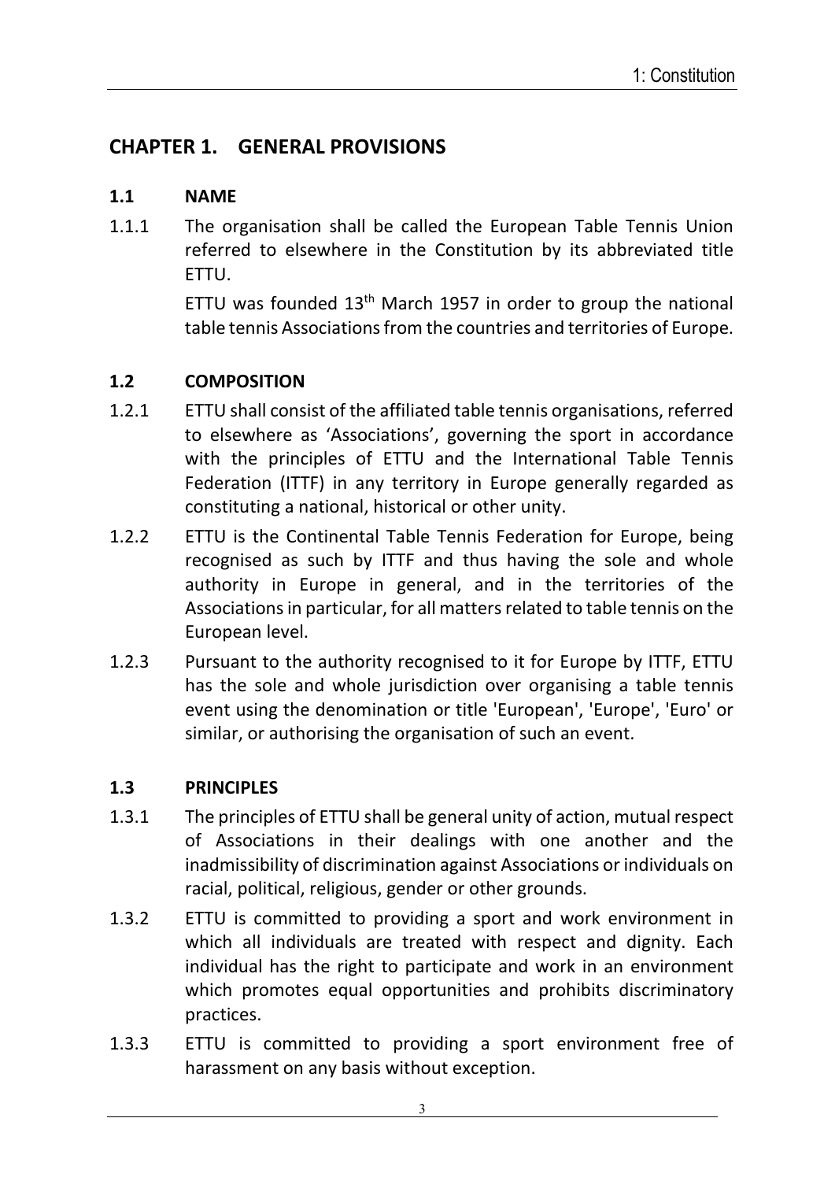## CHAPTER 1. GENERAL PROVISIONS

### 1.1 NAME

1.1.1 The organisation shall be called the European Table Tennis Union referred to elsewhere in the Constitution by its abbreviated title ETTU.

ETTU was founded 13th March 1957 in order to group the national table tennis Associations from the countries and territories of Europe.

### 1.2 COMPOSITION

1.2.1 ETTU shall consist of the affiliated table tennis organisations, referred to elsewhere as 'Associations', governing the sport in accordance with the principles of ETTU and the International Table Tennis Federation (ITTF) in any territory in Europe generally regarded as constituting a national, historical or other unity.

1.2.2 ETTU is the Continental Table Tennis Federation for Europe, being recognised as such by ITTF and thus having the sole and whole authority in Europe in general, and in the territories of the Associations in particular, for all matters related to table tennis on the European level.

1.2.3 Pursuant to the authority recognised to it for Europe by ITTF, ETTU has the sole and whole jurisdiction over organising a table tennis event using the denomination or title 'European', 'Europe', 'Euro' or similar, or authorising the organisation of such an event.

### 1.3 PRINCIPLES

1.3.1 The principles of ETTU shall be general unity of action, mutual respect of Associations in their dealings with one another and the inadmissibility of discrimination against Associations or individuals on racial, political, religious, gender or other grounds.

1.3.2 ETTU is committed to providing a sport and work environment in which all individuals are treated with respect and dignity. Each individual has the right to participate and work in an environment which promotes equal opportunities and prohibits discriminatory practices.

1.3.3 ETTU is committed to providing a sport environment free of harassment on any basis without exception.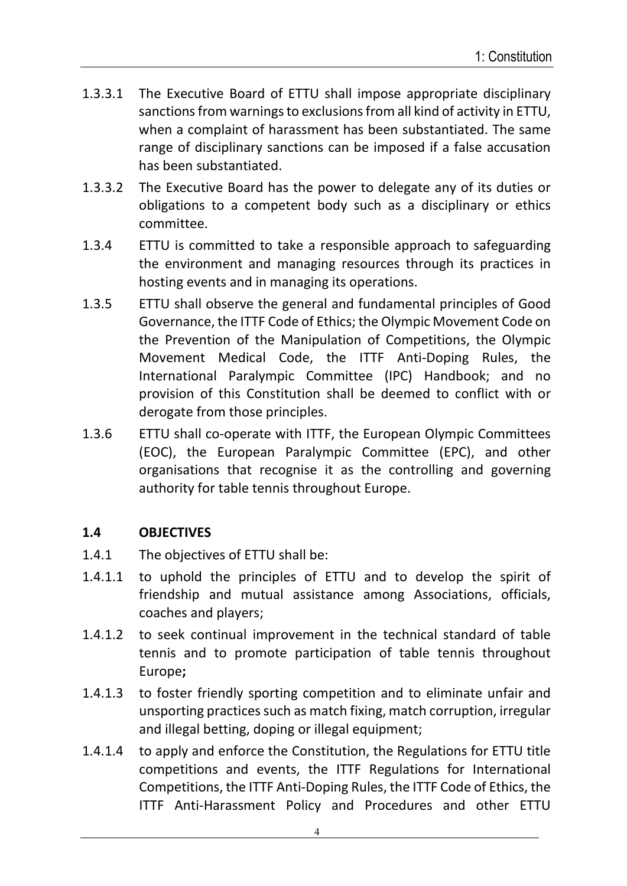1.3.3.1 The Executive Board of ETTU shall impose appropriate disciplinary sanctions from warnings to exclusions from all kind of activity in ETTU, when a complaint of harassment has been substantiated. The same range of disciplinary sanctions can be imposed if a false accusation has been substantiated.

1.3.3.2 The Executive Board has the power to delegate any of its duties or obligations to a competent body such as a disciplinary or ethics committee.

1.3.4 ETTU is committed to take a responsible approach to safeguarding the environment and managing resources through its practices in hosting events and in managing its operations.

1.3.5 ETTU shall observe the general and fundamental principles of Good Governance, the ITTF Code of Ethics; the Olympic Movement Code on the Prevention of the Manipulation of Competitions, the Olympic Movement Medical Code, the ITTF Anti-Doping Rules, the International Paralympic Committee (IPC) Handbook; and no provision of this Constitution shall be deemed to conflict with or derogate from those principles.

1.3.6 ETTU shall co-operate with ITTF, the European Olympic Committees (EOC), the European Paralympic Committee (EPC), and other organisations that recognise it as the controlling and governing authority for table tennis throughout Europe.

## 1.4 OBJECTIVES

1.4.1 The objectives of ETTU shall be:

1.4.1.1 to uphold the principles of ETTU and to develop the spirit of friendship and mutual assistance among Associations, officials, coaches and players;

1.4.1.2 to seek continual improvement in the technical standard of table tennis and to promote participation of table tennis throughout Europe**;**

1.4.1.3 to foster friendly sporting competition and to eliminate unfair and unsporting practices such as match fixing, match corruption, irregular and illegal betting, doping or illegal equipment;

1.4.1.4 to apply and enforce the Constitution, the Regulations for ETTU title competitions and events, the ITTF Regulations for International Competitions, the ITTF Anti-Doping Rules, the ITTF Code of Ethics, the ITTF Anti-Harassment Policy and Procedures and other ETTU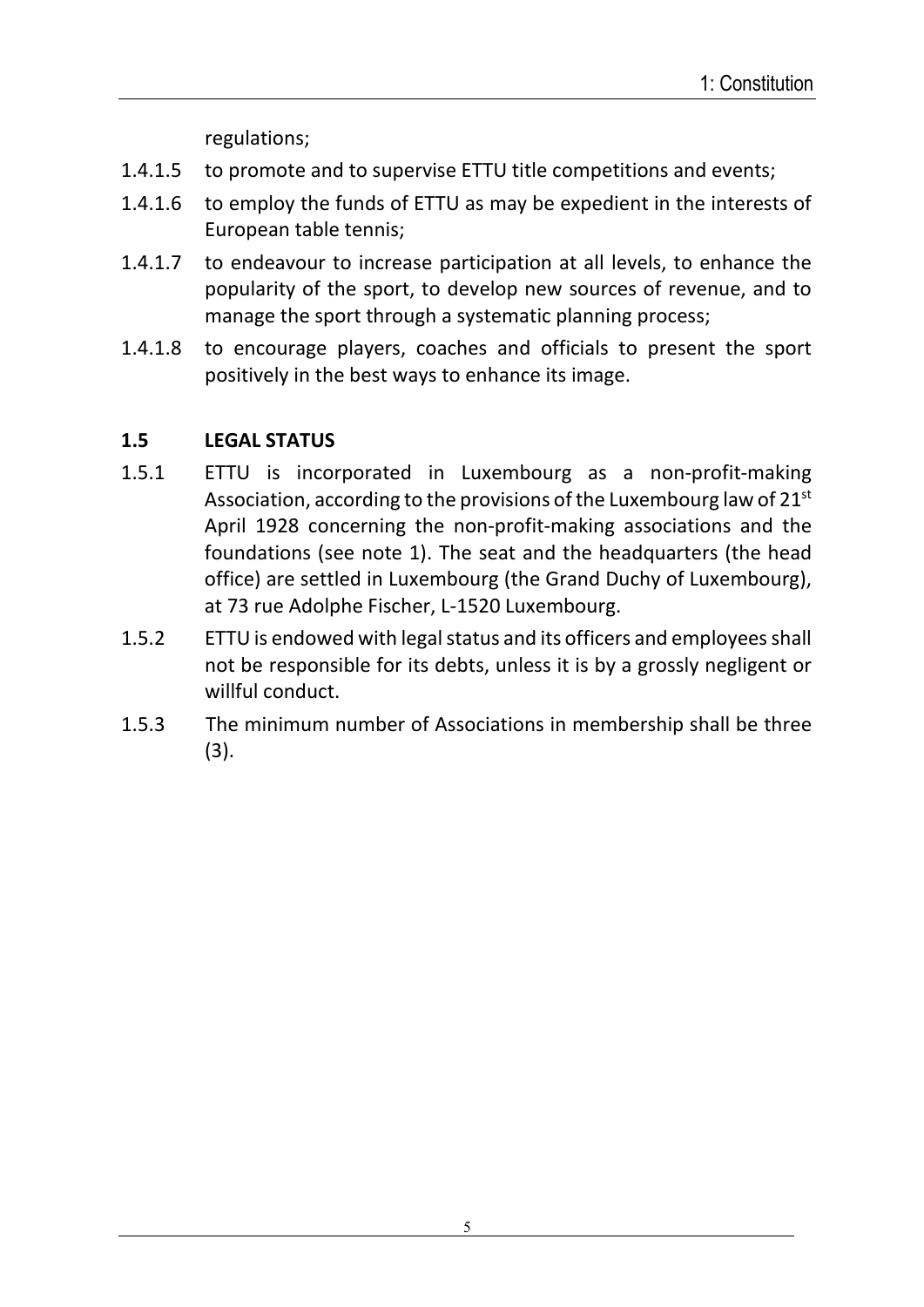regulations;

1.4.1.5 to promote and to supervise ETTU title competitions and events;

1.4.1.6 to employ the funds of ETTU as may be expedient in the interests of European table tennis;

1.4.1.7 to endeavour to increase participation at all levels, to enhance the popularity of the sport, to develop new sources of revenue, and to manage the sport through a systematic planning process;

1.4.1.8 to encourage players, coaches and officials to present the sport positively in the best ways to enhance its image.

### 1.5 LEGAL STATUS

1.5.1 ETTU is incorporated in Luxembourg as a non-profit-making Association, according to the provisions of the Luxembourg law of 21st April 1928 concerning the non-profit-making associations and the foundations (see note 1). The seat and the headquarters (the head office) are settled in Luxembourg (the Grand Duchy of Luxembourg), at 73 rue Adolphe Fischer, L-1520 Luxembourg.

1.5.2 ETTU is endowed with legal status and its officers and employees shall not be responsible for its debts, unless it is by a grossly negligent or willful conduct.

1.5.3 The minimum number of Associations in membership shall be three (3).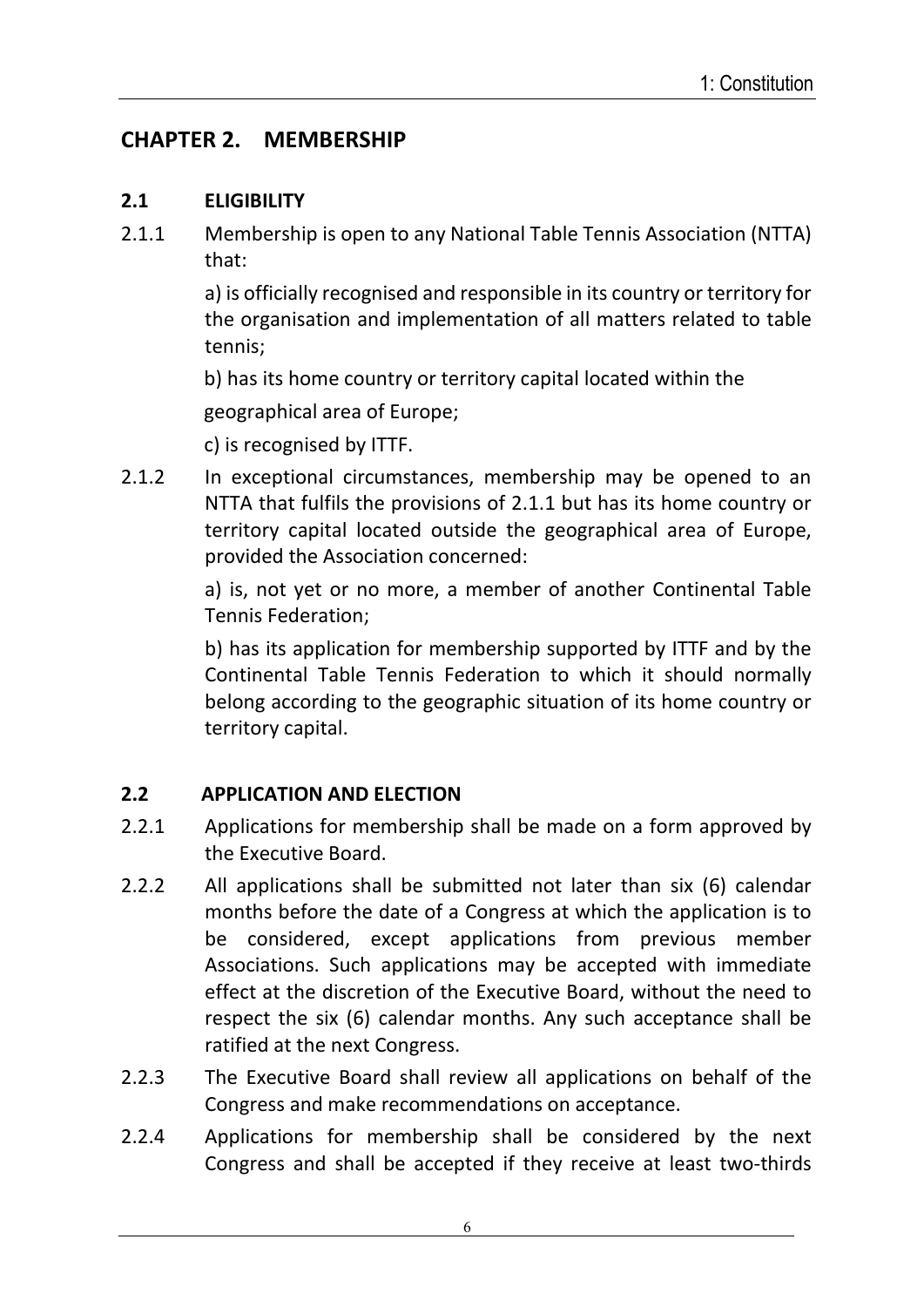## CHAPTER 2. MEMBERSHIP

### 2.1 ELIGIBILITY

2.1.1 Membership is open to any National Table Tennis Association (NTTA) that:

a) is officially recognised and responsible in its country or territory for the organisation and implementation of all matters related to table tennis;

b) has its home country or territory capital located within the geographical area of Europe;

c) is recognised by ITTF.

2.1.2 In exceptional circumstances, membership may be opened to an NTTA that fulfils the provisions of 2.1.1 but has its home country or territory capital located outside the geographical area of Europe, provided the Association concerned:

a) is, not yet or no more, a member of another Continental Table Tennis Federation;

b) has its application for membership supported by ITTF and by the Continental Table Tennis Federation to which it should normally belong according to the geographic situation of its home country or territory capital.

### 2.2 APPLICATION AND ELECTION

2.2.1 Applications for membership shall be made on a form approved by the Executive Board.

2.2.2 All applications shall be submitted not later than six (6) calendar months before the date of a Congress at which the application is to be considered, except applications from previous member Associations. Such applications may be accepted with immediate effect at the discretion of the Executive Board, without the need to respect the six (6) calendar months. Any such acceptance shall be ratified at the next Congress.

2.2.3 The Executive Board shall review all applications on behalf of the Congress and make recommendations on acceptance.

2.2.4 Applications for membership shall be considered by the next Congress and shall be accepted if they receive at least two-thirds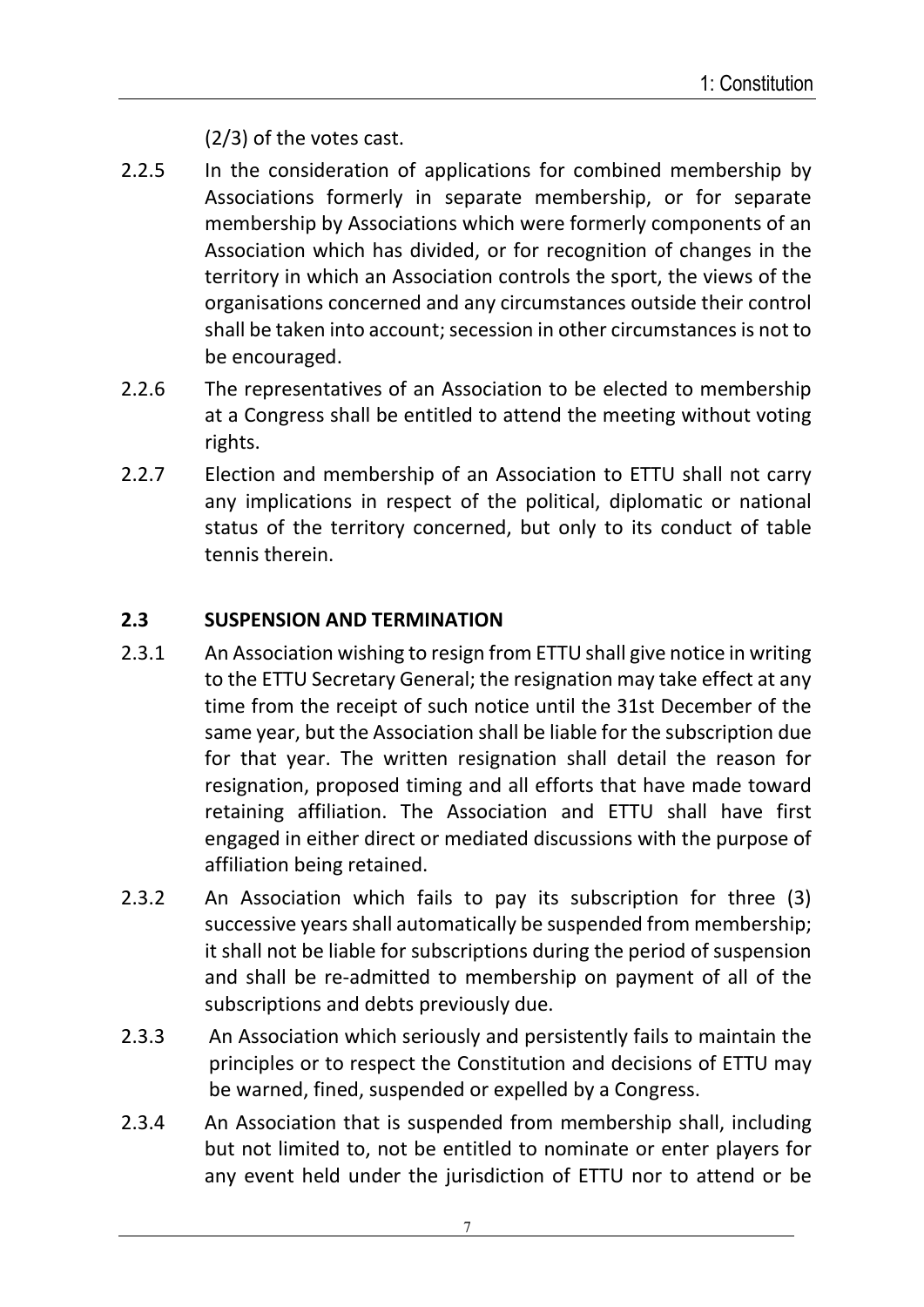(2/3) of the votes cast.

2.2.5 In the consideration of applications for combined membership by Associations formerly in separate membership, or for separate membership by Associations which were formerly components of an Association which has divided, or for recognition of changes in the territory in which an Association controls the sport, the views of the organisations concerned and any circumstances outside their control shall be taken into account; secession in other circumstances is not to be encouraged.

2.2.6 The representatives of an Association to be elected to membership at a Congress shall be entitled to attend the meeting without voting rights.

2.2.7 Election and membership of an Association to ETTU shall not carry any implications in respect of the political, diplomatic or national status of the territory concerned, but only to its conduct of table tennis therein.

### 2.3 SUSPENSION AND TERMINATION

2.3.1 An Association wishing to resign from ETTU shall give notice in writing to the ETTU Secretary General; the resignation may take effect at any time from the receipt of such notice until the 31st December of the same year, but the Association shall be liable for the subscription due for that year. The written resignation shall detail the reason for resignation, proposed timing and all efforts that have made toward retaining affiliation. The Association and ETTU shall have first engaged in either direct or mediated discussions with the purpose of affiliation being retained.

2.3.2 An Association which fails to pay its subscription for three (3) successive years shall automatically be suspended from membership; it shall not be liable for subscriptions during the period of suspension and shall be re-admitted to membership on payment of all of the subscriptions and debts previously due.

2.3.3 An Association which seriously and persistently fails to maintain the principles or to respect the Constitution and decisions of ETTU may be warned, fined, suspended or expelled by a Congress.

2.3.4 An Association that is suspended from membership shall, including but not limited to, not be entitled to nominate or enter players for any event held under the jurisdiction of ETTU nor to attend or be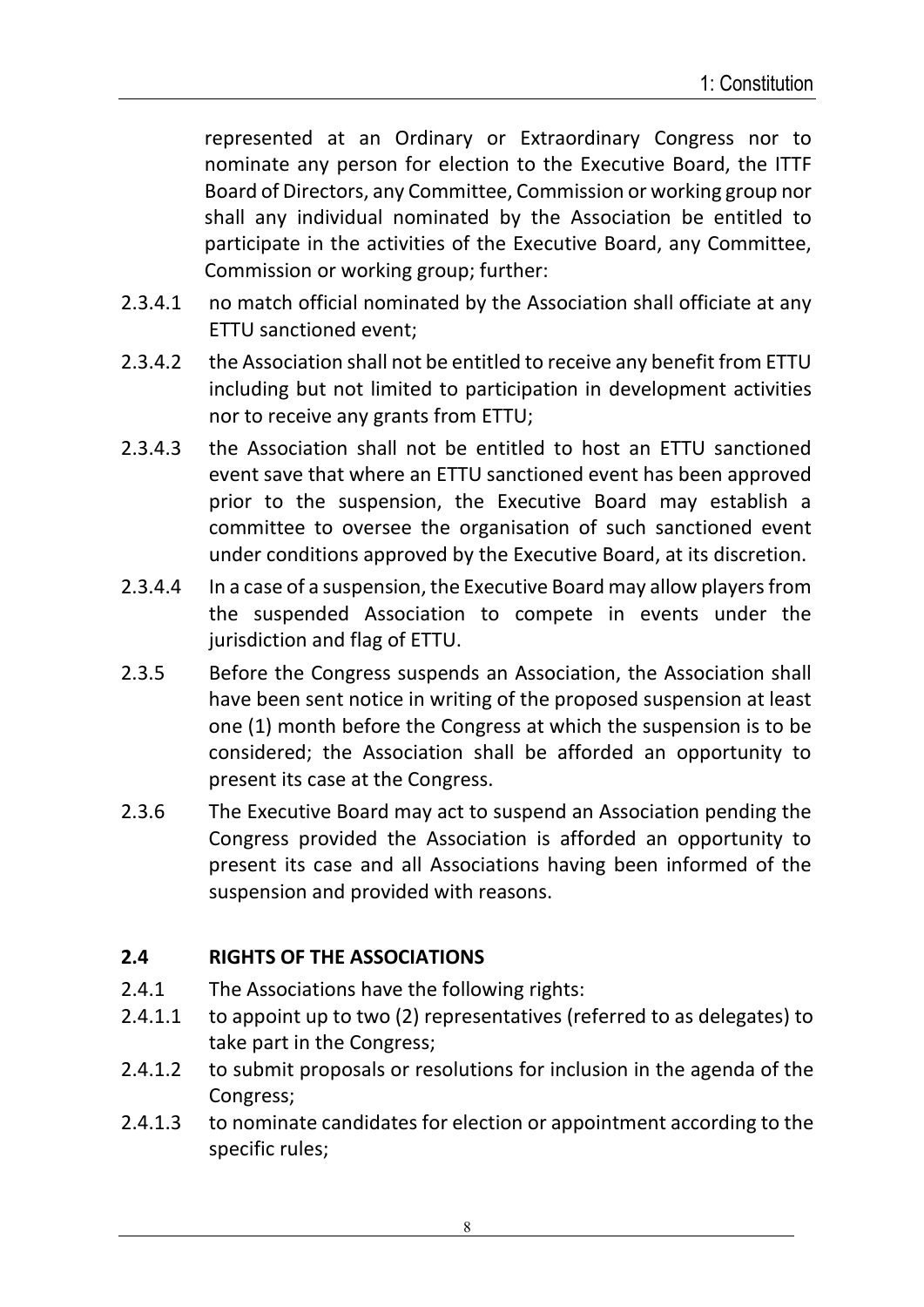represented at an Ordinary or Extraordinary Congress nor to nominate any person for election to the Executive Board, the ITTF Board of Directors, any Committee, Commission or working group nor shall any individual nominated by the Association be entitled to participate in the activities of the Executive Board, any Committee, Commission or working group; further:

2.3.4.1 no match official nominated by the Association shall officiate at any ETTU sanctioned event;

2.3.4.2 the Association shall not be entitled to receive any benefit from ETTU including but not limited to participation in development activities nor to receive any grants from ETTU;

2.3.4.3 the Association shall not be entitled to host an ETTU sanctioned event save that where an ETTU sanctioned event has been approved prior to the suspension, the Executive Board may establish a committee to oversee the organisation of such sanctioned event under conditions approved by the Executive Board, at its discretion.

2.3.4.4 In a case of a suspension, the Executive Board may allow players from the suspended Association to compete in events under the jurisdiction and flag of ETTU.

2.3.5 Before the Congress suspends an Association, the Association shall have been sent notice in writing of the proposed suspension at least one (1) month before the Congress at which the suspension is to be considered; the Association shall be afforded an opportunity to present its case at the Congress.

2.3.6 The Executive Board may act to suspend an Association pending the Congress provided the Association is afforded an opportunity to present its case and all Associations having been informed of the suspension and provided with reasons.

## 2.4 RIGHTS OF THE ASSOCIATIONS

2.4.1 The Associations have the following rights:

2.4.1.1 to appoint up to two (2) representatives (referred to as delegates) to take part in the Congress;

2.4.1.2 to submit proposals or resolutions for inclusion in the agenda of the Congress;

2.4.1.3 to nominate candidates for election or appointment according to the specific rules;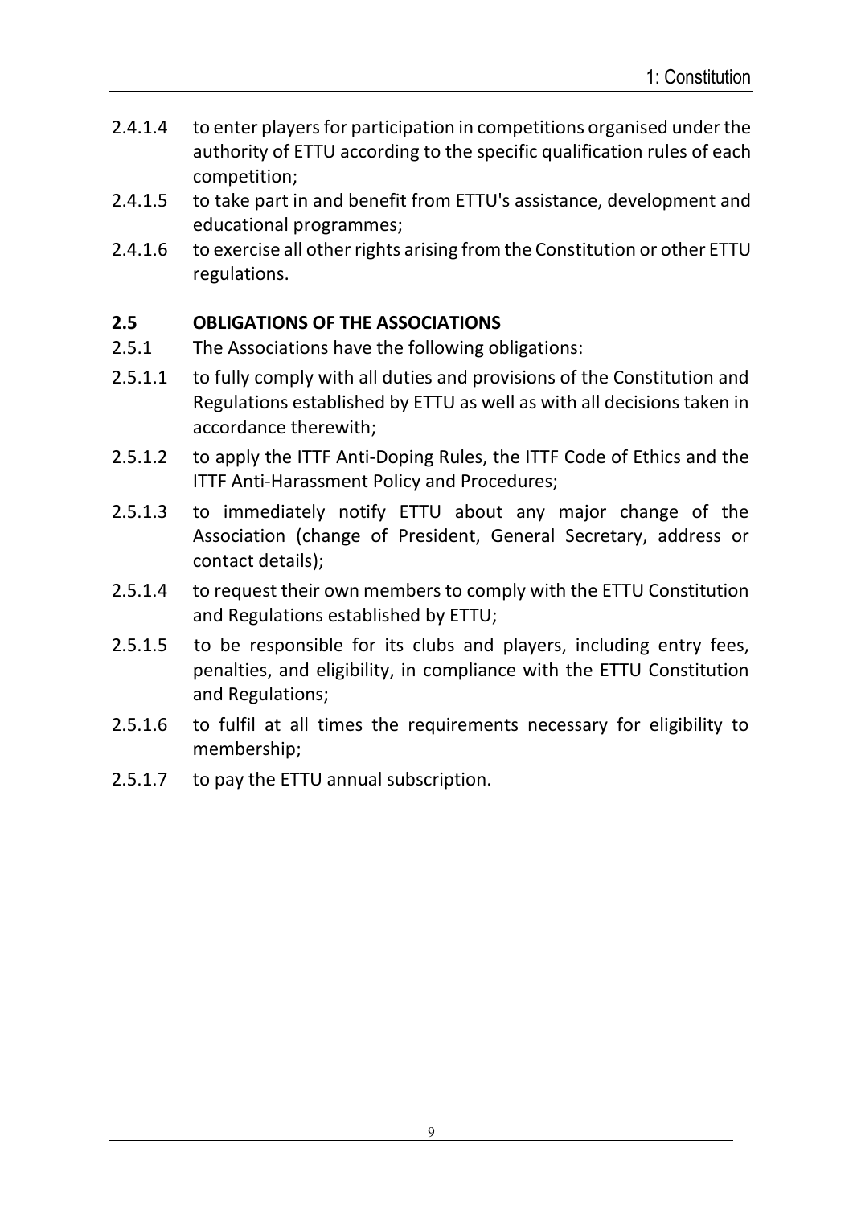2.4.1.4 to enter players for participation in competitions organised under the authority of ETTU according to the specific qualification rules of each competition;

2.4.1.5 to take part in and benefit from ETTU's assistance, development and educational programmes;

2.4.1.6 to exercise all other rights arising from the Constitution or other ETTU regulations.

## 2.5 OBLIGATIONS OF THE ASSOCIATIONS

2.5.1 The Associations have the following obligations:

2.5.1.1 to fully comply with all duties and provisions of the Constitution and Regulations established by ETTU as well as with all decisions taken in accordance therewith;

2.5.1.2 to apply the ITTF Anti-Doping Rules, the ITTF Code of Ethics and the ITTF Anti-Harassment Policy and Procedures;

2.5.1.3 to immediately notify ETTU about any major change of the Association (change of President, General Secretary, address or contact details);

2.5.1.4 to request their own members to comply with the ETTU Constitution and Regulations established by ETTU;

2.5.1.5 to be responsible for its clubs and players, including entry fees, penalties, and eligibility, in compliance with the ETTU Constitution and Regulations;

2.5.1.6 to fulfil at all times the requirements necessary for eligibility to membership;

2.5.1.7 to pay the ETTU annual subscription.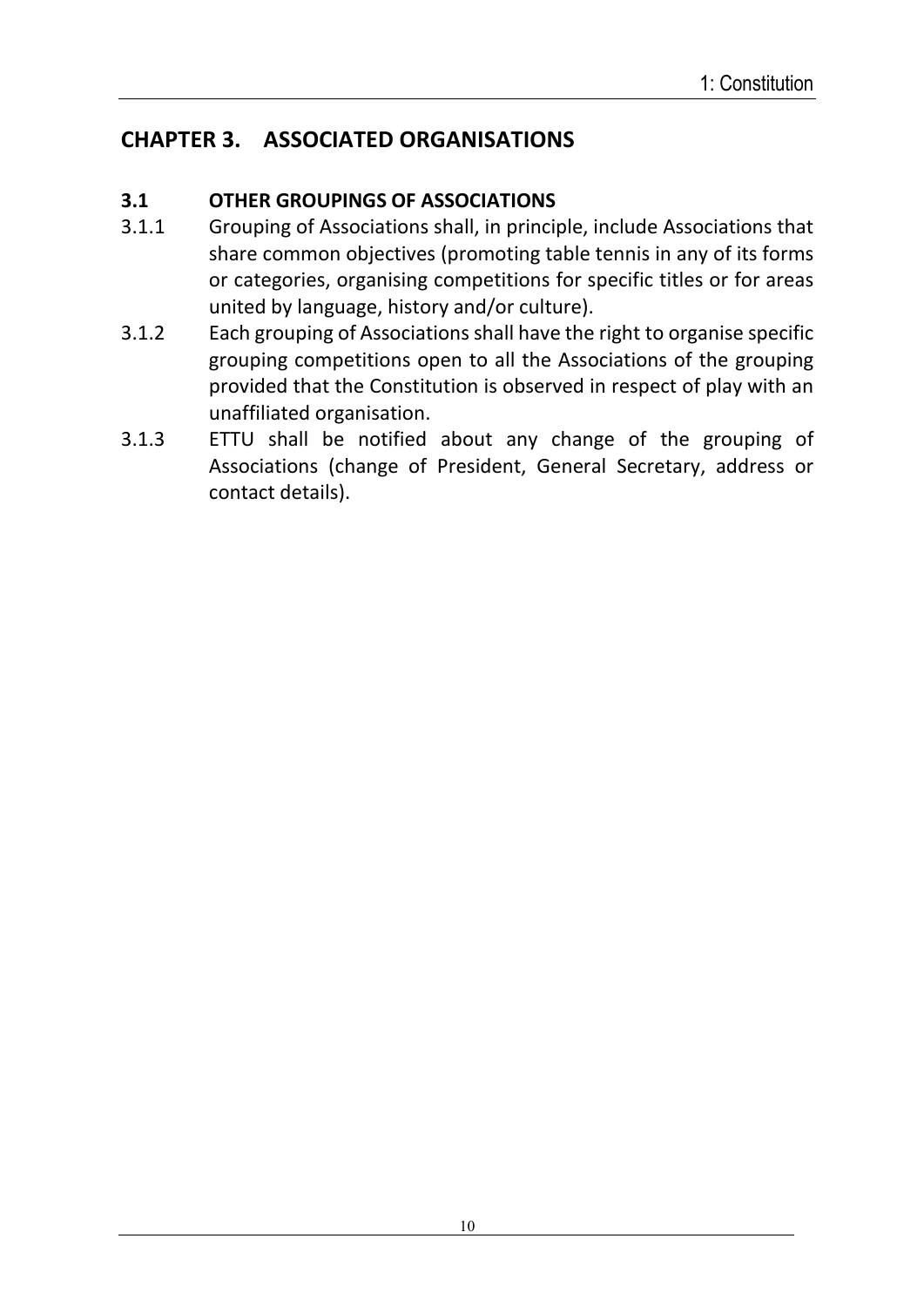## CHAPTER 3. ASSOCIATED ORGANISATIONS

### 3.1 OTHER GROUPINGS OF ASSOCIATIONS

3.1.1 Grouping of Associations shall, in principle, include Associations that share common objectives (promoting table tennis in any of its forms or categories, organising competitions for specific titles or for areas united by language, history and/or culture).

3.1.2 Each grouping of Associations shall have the right to organise specific grouping competitions open to all the Associations of the grouping provided that the Constitution is observed in respect of play with an unaffiliated organisation.

3.1.3 ETTU shall be notified about any change of the grouping of Associations (change of President, General Secretary, address or contact details).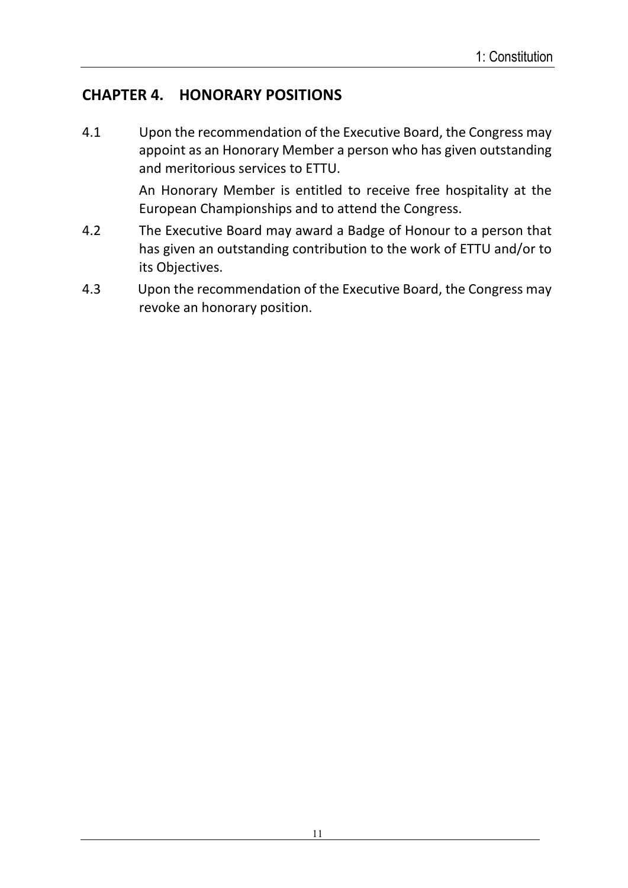## CHAPTER 4. HONORARY POSITIONS

4.1 Upon the recommendation of the Executive Board, the Congress may appoint as an Honorary Member a person who has given outstanding and meritorious services to ETTU.

An Honorary Member is entitled to receive free hospitality at the European Championships and to attend the Congress.

4.2 The Executive Board may award a Badge of Honour to a person that has given an outstanding contribution to the work of ETTU and/or to its Objectives.

4.3 Upon the recommendation of the Executive Board, the Congress may revoke an honorary position.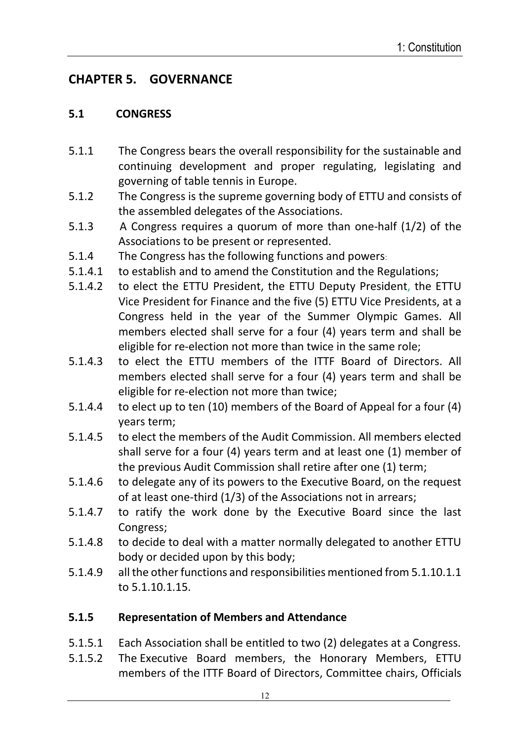## CHAPTER 5. GOVERNANCE

### 5.1 CONGRESS

5.1.1 The Congress bears the overall responsibility for the sustainable and continuing development and proper regulating, legislating and governing of table tennis in Europe.

5.1.2 The Congress is the supreme governing body of ETTU and consists of the assembled delegates of the Associations.

5.1.3 A Congress requires a quorum of more than one-half (1/2) of the Associations to be present or represented.

5.1.4 The Congress has the following functions and powers:

5.1.4.1 to establish and to amend the Constitution and the Regulations;

5.1.4.2 to elect the ETTU President, the ETTU Deputy President, the ETTU Vice President for Finance and the five (5) ETTU Vice Presidents, at a Congress held in the year of the Summer Olympic Games. All members elected shall serve for a four (4) years term and shall be eligible for re-election not more than twice in the same role;

5.1.4.3 to elect the ETTU members of the ITTF Board of Directors. All members elected shall serve for a four (4) years term and shall be eligible for re-election not more than twice;

5.1.4.4 to elect up to ten (10) members of the Board of Appeal for a four (4) years term;

5.1.4.5 to elect the members of the Audit Commission. All members elected shall serve for a four (4) years term and at least one (1) member of the previous Audit Commission shall retire after one (1) term;

5.1.4.6 to delegate any of its powers to the Executive Board, on the request of at least one-third (1/3) of the Associations not in arrears;

5.1.4.7 to ratify the work done by the Executive Board since the last Congress;

5.1.4.8 to decide to deal with a matter normally delegated to another ETTU body or decided upon by this body;

5.1.4.9 all the other functions and responsibilities mentioned from 5.1.10.1.1 to 5.1.10.1.15.

#### 5.1.5 Representation of Members and Attendance

5.1.5.1 Each Association shall be entitled to two (2) delegates at a Congress.

5.1.5.2 The Executive Board members, the Honorary Members, ETTU members of the ITTF Board of Directors, Committee chairs, Officials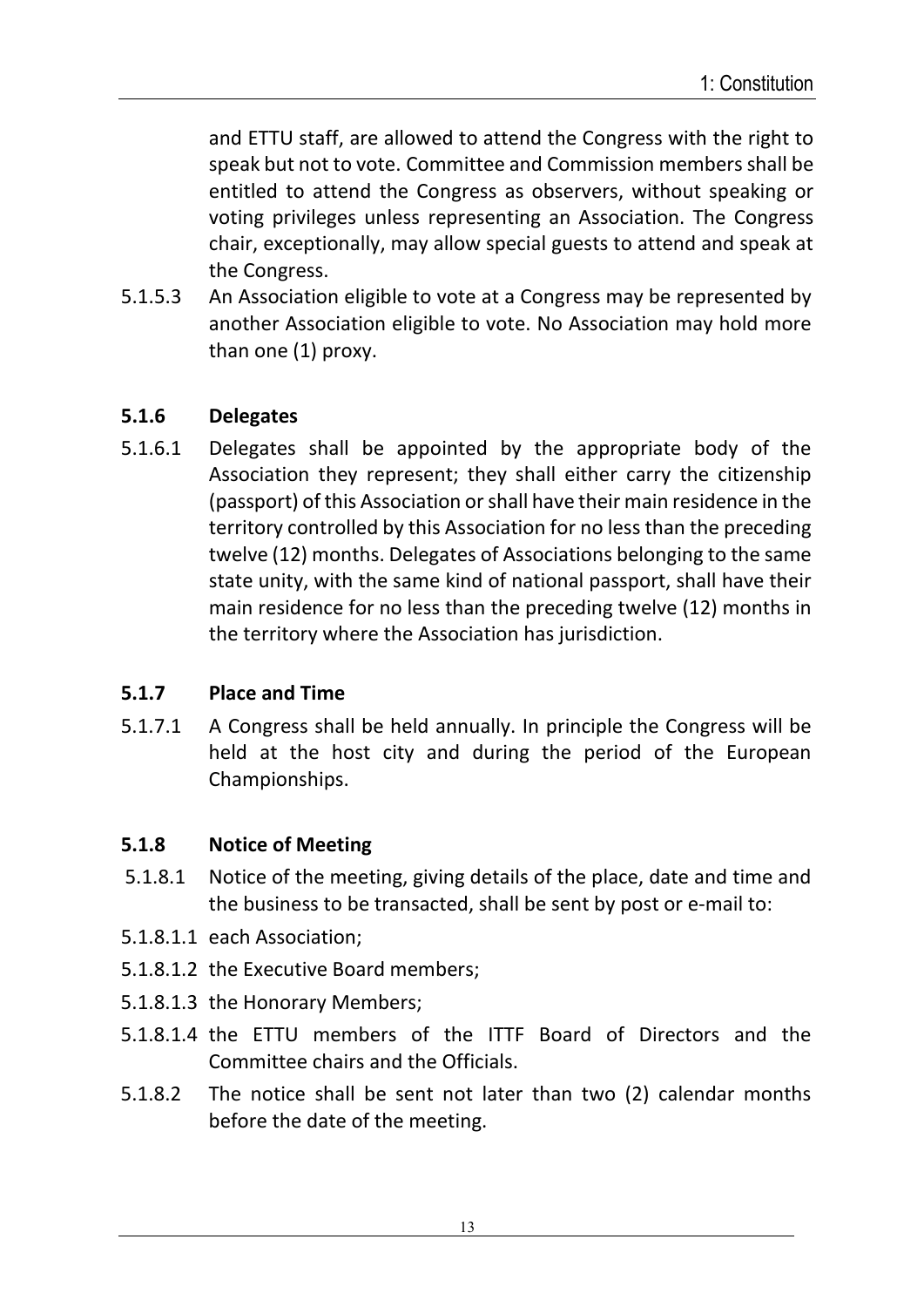and ETTU staff, are allowed to attend the Congress with the right to speak but not to vote. Committee and Commission members shall be entitled to attend the Congress as observers, without speaking or voting privileges unless representing an Association. The Congress chair, exceptionally, may allow special guests to attend and speak at the Congress.

5.1.5.3 An Association eligible to vote at a Congress may be represented by another Association eligible to vote. No Association may hold more than one (1) proxy.

### 5.1.6 Delegates

5.1.6.1 Delegates shall be appointed by the appropriate body of the Association they represent; they shall either carry the citizenship (passport) of this Association or shall have their main residence in the territory controlled by this Association for no less than the preceding twelve (12) months. Delegates of Associations belonging to the same state unity, with the same kind of national passport, shall have their main residence for no less than the preceding twelve (12) months in the territory where the Association has jurisdiction.

### 5.1.7 Place and Time

5.1.7.1 A Congress shall be held annually. In principle the Congress will be held at the host city and during the period of the European Championships.

### 5.1.8 Notice of Meeting

5.1.8.1 Notice of the meeting, giving details of the place, date and time and the business to be transacted, shall be sent by post or e-mail to:

5.1.8.1.1 each Association;

5.1.8.1.2 the Executive Board members;

5.1.8.1.3 the Honorary Members;

5.1.8.1.4 the ETTU members of the ITTF Board of Directors and the Committee chairs and the Officials.

5.1.8.2 The notice shall be sent not later than two (2) calendar months before the date of the meeting.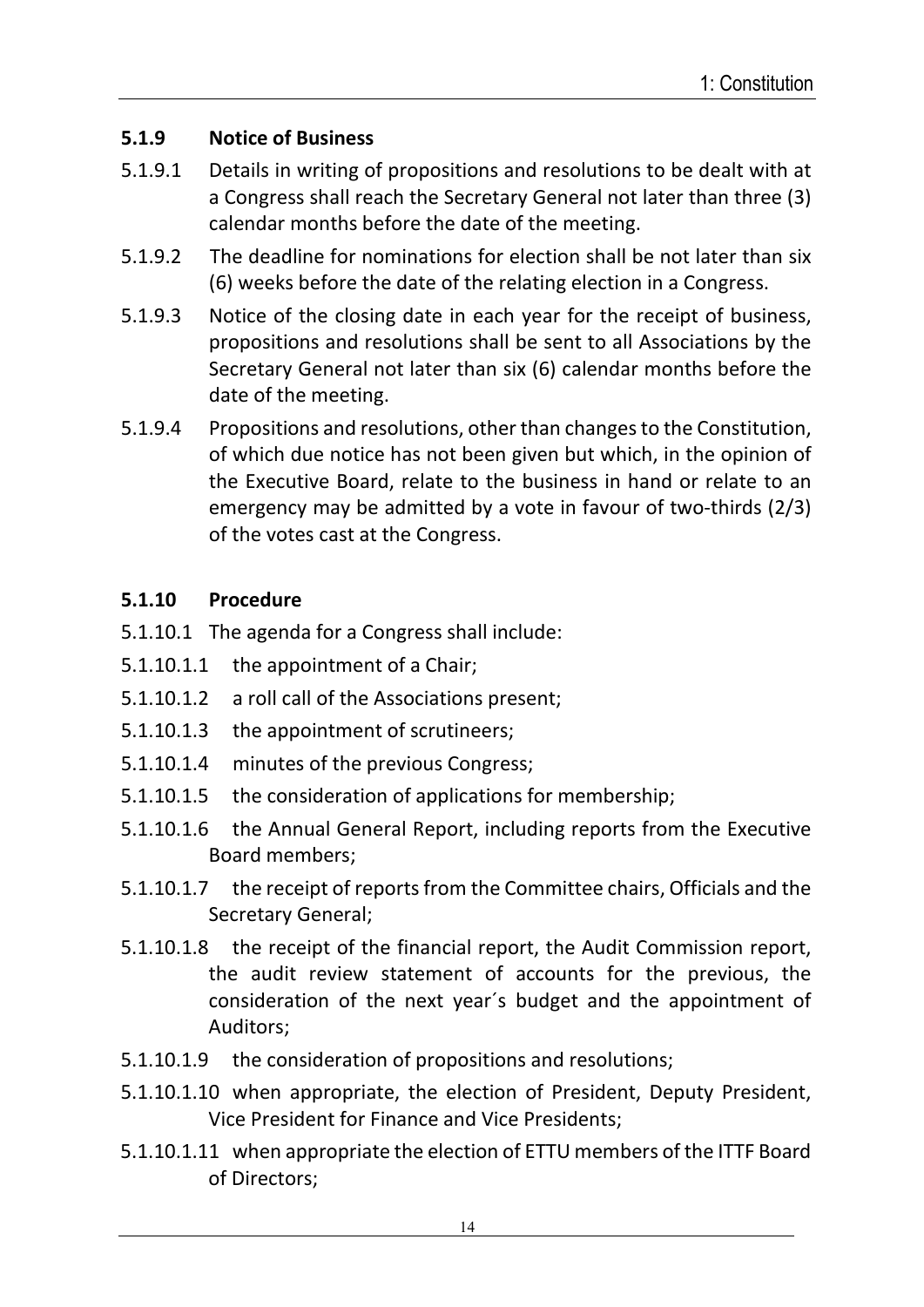### 5.1.9 Notice of Business

5.1.9.1 Details in writing of propositions and resolutions to be dealt with at a Congress shall reach the Secretary General not later than three (3) calendar months before the date of the meeting.

5.1.9.2 The deadline for nominations for election shall be not later than six (6) weeks before the date of the relating election in a Congress.

5.1.9.3 Notice of the closing date in each year for the receipt of business, propositions and resolutions shall be sent to all Associations by the Secretary General not later than six (6) calendar months before the date of the meeting.

5.1.9.4 Propositions and resolutions, other than changes to the Constitution, of which due notice has not been given but which, in the opinion of the Executive Board, relate to the business in hand or relate to an emergency may be admitted by a vote in favour of two-thirds (2/3) of the votes cast at the Congress.

### 5.1.10 Procedure

5.1.10.1 The agenda for a Congress shall include:

5.1.10.1.1 the appointment of a Chair;

5.1.10.1.2 a roll call of the Associations present;

5.1.10.1.3 the appointment of scrutineers;

5.1.10.1.4 minutes of the previous Congress;

5.1.10.1.5 the consideration of applications for membership;

5.1.10.1.6 the Annual General Report, including reports from the Executive Board members;

5.1.10.1.7 the receipt of reports from the Committee chairs, Officials and the Secretary General;

5.1.10.1.8 the receipt of the financial report, the Audit Commission report, the audit review statement of accounts for the previous, the consideration of the next year´s budget and the appointment of Auditors;

5.1.10.1.9 the consideration of propositions and resolutions;

5.1.10.1.10 when appropriate, the election of President, Deputy President, Vice President for Finance and Vice Presidents;

5.1.10.1.11 when appropriate the election of ETTU members of the ITTF Board of Directors;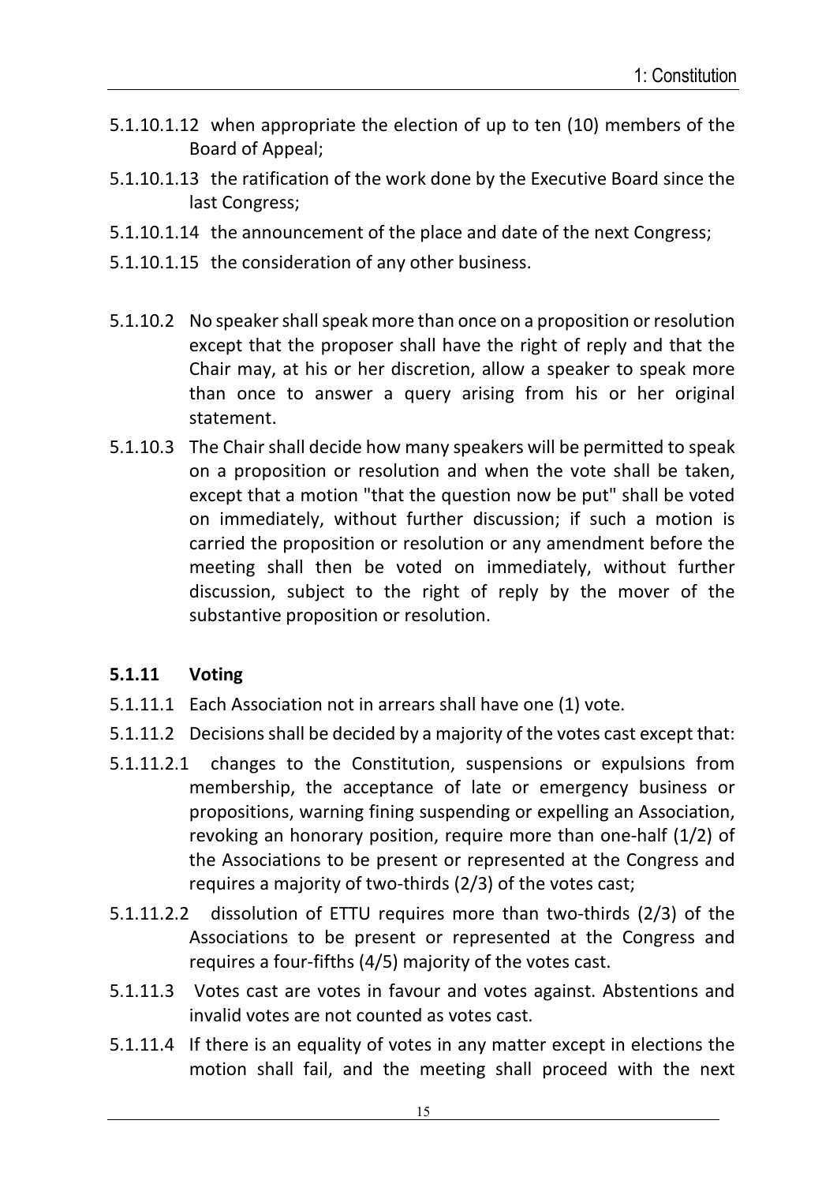5.1.10.1.12 when appropriate the election of up to ten (10) members of the Board of Appeal;

5.1.10.1.13 the ratification of the work done by the Executive Board since the last Congress;

5.1.10.1.14 the announcement of the place and date of the next Congress;

5.1.10.1.15 the consideration of any other business.

5.1.10.2 No speaker shall speak more than once on a proposition or resolution except that the proposer shall have the right of reply and that the Chair may, at his or her discretion, allow a speaker to speak more than once to answer a query arising from his or her original statement.

5.1.10.3 The Chair shall decide how many speakers will be permitted to speak on a proposition or resolution and when the vote shall be taken, except that a motion "that the question now be put" shall be voted on immediately, without further discussion; if such a motion is carried the proposition or resolution or any amendment before the meeting shall then be voted on immediately, without further discussion, subject to the right of reply by the mover of the substantive proposition or resolution.

### 5.1.11 Voting

5.1.11.1 Each Association not in arrears shall have one (1) vote.

5.1.11.2 Decisions shall be decided by a majority of the votes cast except that:

5.1.11.2.1 changes to the Constitution, suspensions or expulsions from membership, the acceptance of late or emergency business or propositions, warning fining suspending or expelling an Association, revoking an honorary position, require more than one-half (1/2) of the Associations to be present or represented at the Congress and requires a majority of two-thirds (2/3) of the votes cast;

5.1.11.2.2 dissolution of ETTU requires more than two-thirds (2/3) of the Associations to be present or represented at the Congress and requires a four-fifths (4/5) majority of the votes cast.

5.1.11.3 Votes cast are votes in favour and votes against. Abstentions and invalid votes are not counted as votes cast.

5.1.11.4 If there is an equality of votes in any matter except in elections the motion shall fail, and the meeting shall proceed with the next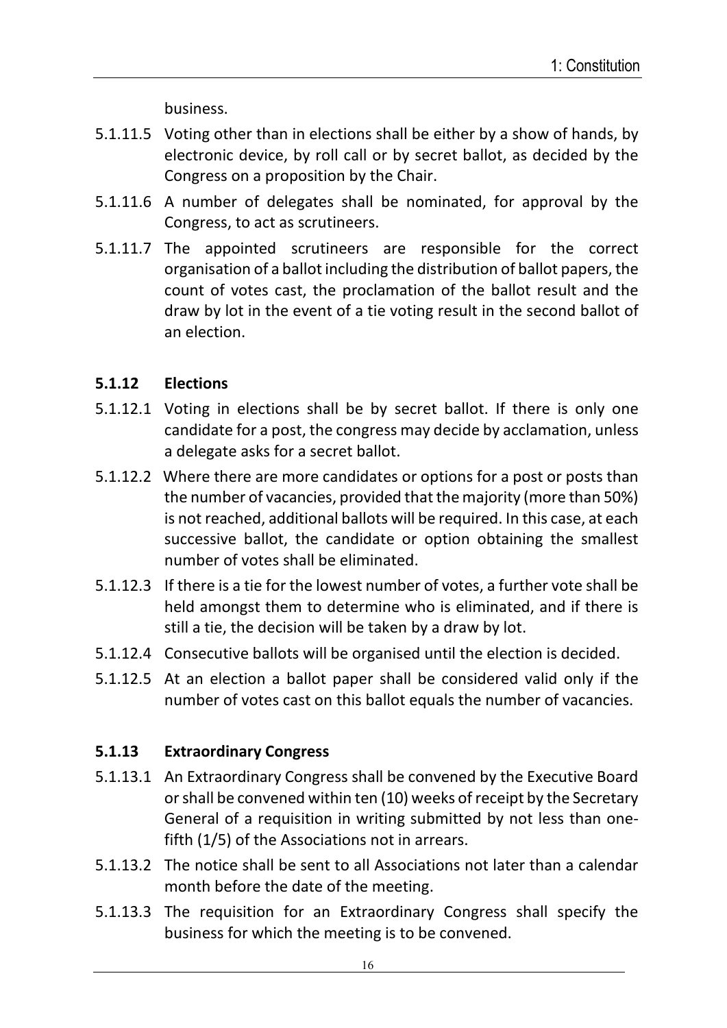business.

5.1.11.5 Voting other than in elections shall be either by a show of hands, by electronic device, by roll call or by secret ballot, as decided by the Congress on a proposition by the Chair.

5.1.11.6 A number of delegates shall be nominated, for approval by the Congress, to act as scrutineers.

5.1.11.7 The appointed scrutineers are responsible for the correct organisation of a ballot including the distribution of ballot papers, the count of votes cast, the proclamation of the ballot result and the draw by lot in the event of a tie voting result in the second ballot of an election.

### 5.1.12 Elections

5.1.12.1 Voting in elections shall be by secret ballot. If there is only one candidate for a post, the congress may decide by acclamation, unless a delegate asks for a secret ballot.

5.1.12.2 Where there are more candidates or options for a post or posts than the number of vacancies, provided that the majority (more than 50%) is not reached, additional ballots will be required. In this case, at each successive ballot, the candidate or option obtaining the smallest number of votes shall be eliminated.

5.1.12.3 If there is a tie for the lowest number of votes, a further vote shall be held amongst them to determine who is eliminated, and if there is still a tie, the decision will be taken by a draw by lot.

5.1.12.4 Consecutive ballots will be organised until the election is decided.

5.1.12.5 At an election a ballot paper shall be considered valid only if the number of votes cast on this ballot equals the number of vacancies.

### 5.1.13 Extraordinary Congress

5.1.13.1 An Extraordinary Congress shall be convened by the Executive Board or shall be convened within ten (10) weeks of receipt by the Secretary General of a requisition in writing submitted by not less than one-fifth (1/5) of the Associations not in arrears.

5.1.13.2 The notice shall be sent to all Associations not later than a calendar month before the date of the meeting.

5.1.13.3 The requisition for an Extraordinary Congress shall specify the business for which the meeting is to be convened.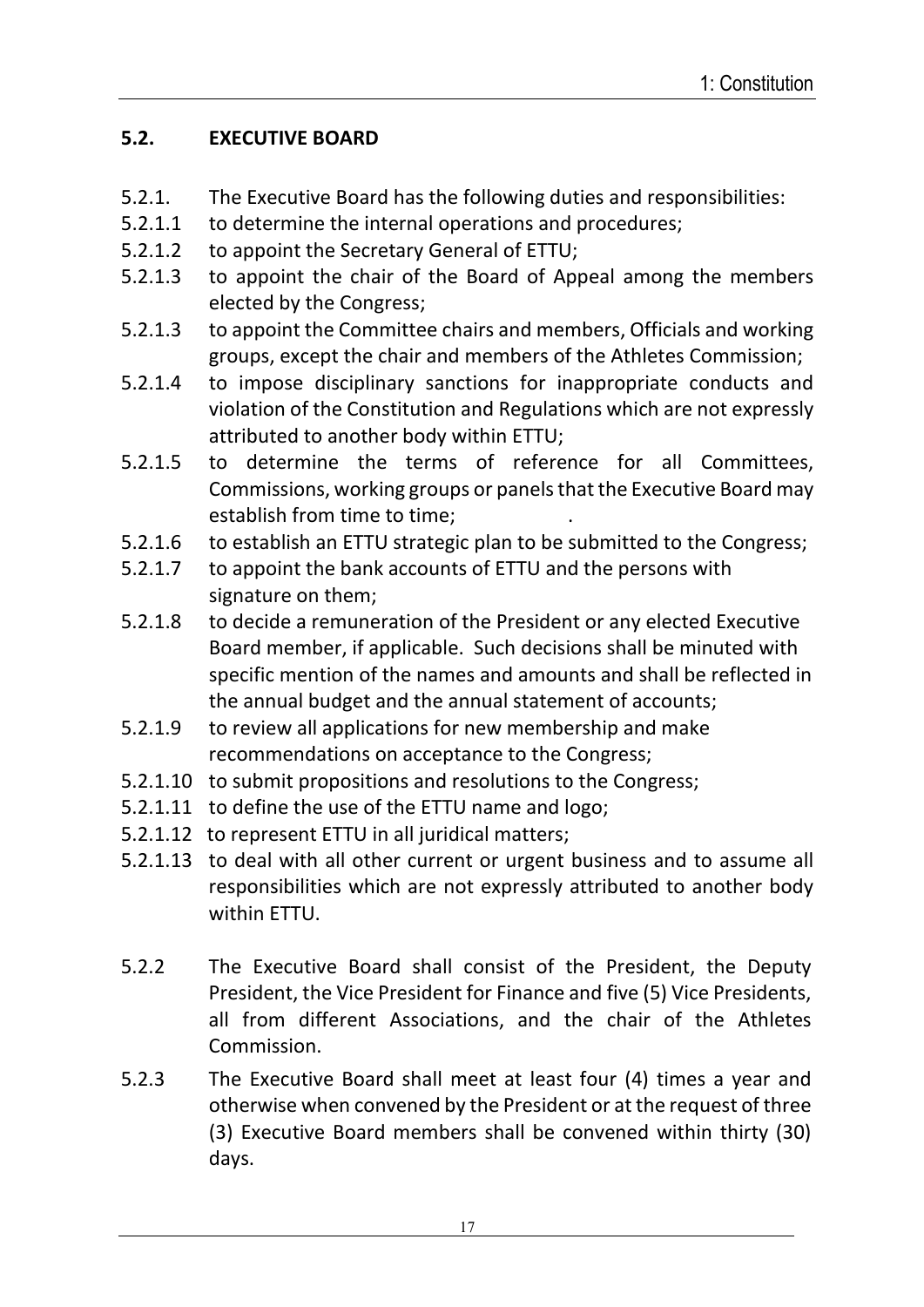## 5.2. EXECUTIVE BOARD

5.2.1. The Executive Board has the following duties and responsibilities:

5.2.1.1 to determine the internal operations and procedures;

5.2.1.2 to appoint the Secretary General of ETTU;

5.2.1.3 to appoint the chair of the Board of Appeal among the members elected by the Congress;

5.2.1.3 to appoint the Committee chairs and members, Officials and working groups, except the chair and members of the Athletes Commission;

5.2.1.4 to impose disciplinary sanctions for inappropriate conducts and violation of the Constitution and Regulations which are not expressly attributed to another body within ETTU;

5.2.1.5 to determine the terms of reference for all Committees, Commissions, working groups or panels that the Executive Board may establish from time to time; .

5.2.1.6 to establish an ETTU strategic plan to be submitted to the Congress;

5.2.1.7 to appoint the bank accounts of ETTU and the persons with signature on them;

5.2.1.8 to decide a remuneration of the President or any elected Executive Board member, if applicable. Such decisions shall be minuted with specific mention of the names and amounts and shall be reflected in the annual budget and the annual statement of accounts;

5.2.1.9 to review all applications for new membership and make recommendations on acceptance to the Congress;

5.2.1.10 to submit propositions and resolutions to the Congress;

5.2.1.11 to define the use of the ETTU name and logo;

5.2.1.12 to represent ETTU in all juridical matters;

5.2.1.13 to deal with all other current or urgent business and to assume all responsibilities which are not expressly attributed to another body within ETTU.

5.2.2 The Executive Board shall consist of the President, the Deputy President, the Vice President for Finance and five (5) Vice Presidents, all from different Associations, and the chair of the Athletes Commission.

5.2.3 The Executive Board shall meet at least four (4) times a year and otherwise when convened by the President or at the request of three (3) Executive Board members shall be convened within thirty (30) days.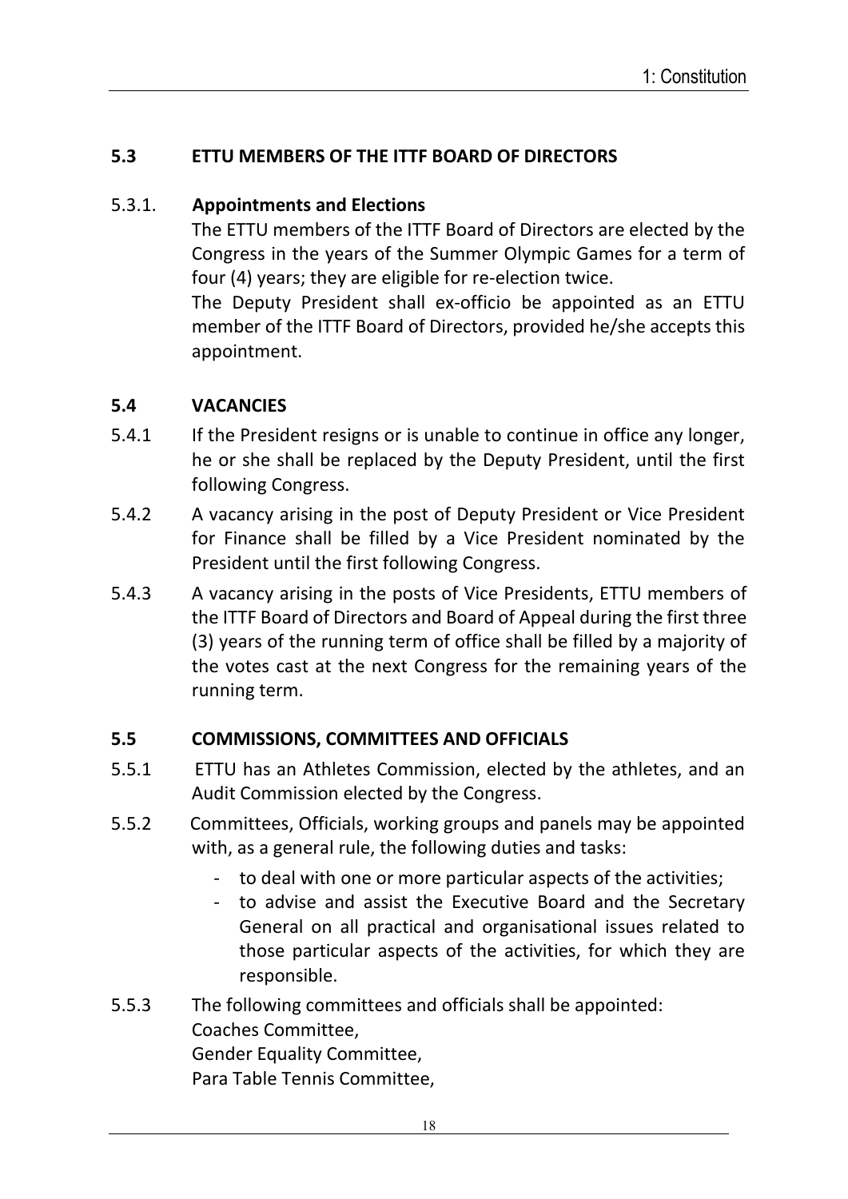## 5.3 ETTU MEMBERS OF THE ITTF BOARD OF DIRECTORS

5.3.1. **Appointments and Elections**

The ETTU members of the ITTF Board of Directors are elected by the Congress in the years of the Summer Olympic Games for a term of four (4) years; they are eligible for re-election twice.

The Deputy President shall ex-officio be appointed as an ETTU member of the ITTF Board of Directors, provided he/she accepts this appointment.

## 5.4 VACANCIES

5.4.1 If the President resigns or is unable to continue in office any longer, he or she shall be replaced by the Deputy President, until the first following Congress.

5.4.2 A vacancy arising in the post of Deputy President or Vice President for Finance shall be filled by a Vice President nominated by the President until the first following Congress.

5.4.3 A vacancy arising in the posts of Vice Presidents, ETTU members of the ITTF Board of Directors and Board of Appeal during the first three (3) years of the running term of office shall be filled by a majority of the votes cast at the next Congress for the remaining years of the running term.

## 5.5 COMMISSIONS, COMMITTEES AND OFFICIALS

5.5.1 ETTU has an Athletes Commission, elected by the athletes, and an Audit Commission elected by the Congress.

5.5.2 Committees, Officials, working groups and panels may be appointed with, as a general rule, the following duties and tasks:

- to deal with one or more particular aspects of the activities;
- to advise and assist the Executive Board and the Secretary General on all practical and organisational issues related to those particular aspects of the activities, for which they are responsible.

5.5.3 The following committees and officials shall be appointed:
Coaches Committee,
Gender Equality Committee,
Para Table Tennis Committee,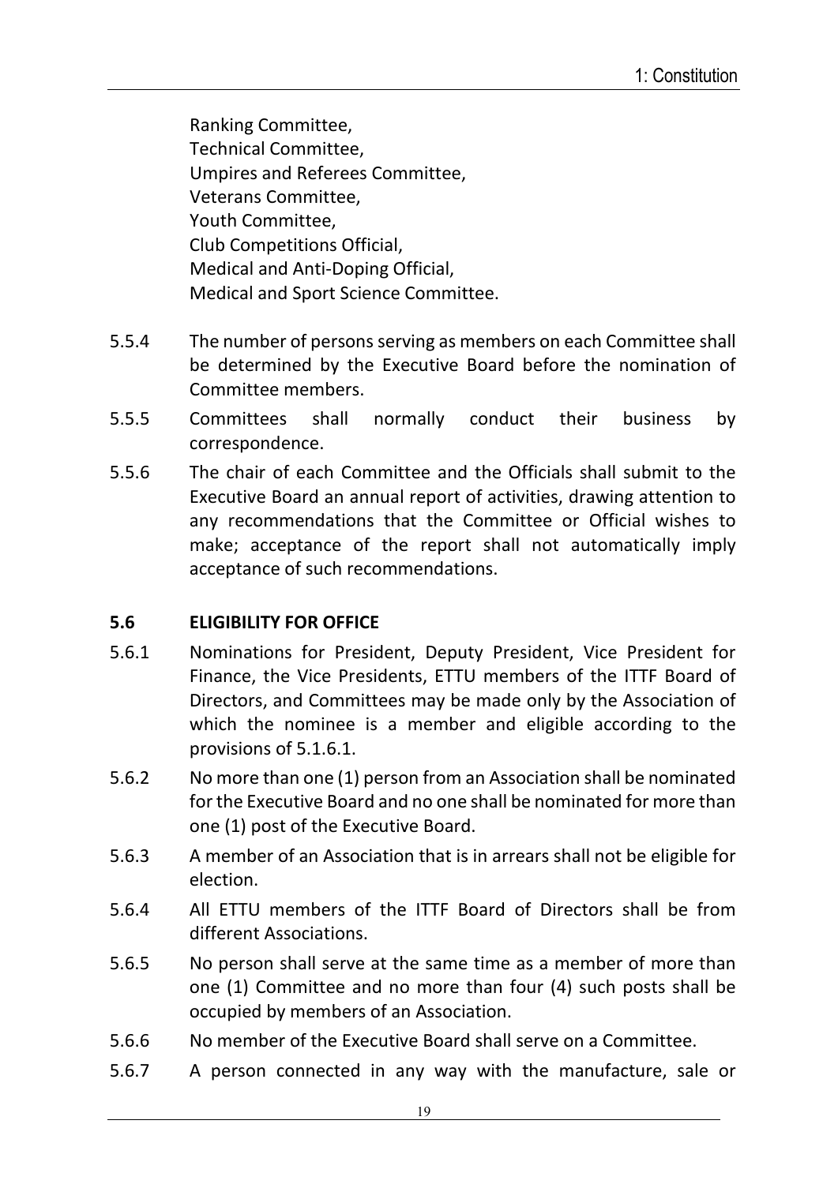Ranking Committee,
Technical Committee,
Umpires and Referees Committee,
Veterans Committee,
Youth Committee,
Club Competitions Official,
Medical and Anti-Doping Official,
Medical and Sport Science Committee.

5.5.4 The number of persons serving as members on each Committee shall be determined by the Executive Board before the nomination of Committee members.

5.5.5 Committees shall normally conduct their business by correspondence.

5.5.6 The chair of each Committee and the Officials shall submit to the Executive Board an annual report of activities, drawing attention to any recommendations that the Committee or Official wishes to make; acceptance of the report shall not automatically imply acceptance of such recommendations.

### 5.6 ELIGIBILITY FOR OFFICE

5.6.1 Nominations for President, Deputy President, Vice President for Finance, the Vice Presidents, ETTU members of the ITTF Board of Directors, and Committees may be made only by the Association of which the nominee is a member and eligible according to the provisions of 5.1.6.1.

5.6.2 No more than one (1) person from an Association shall be nominated for the Executive Board and no one shall be nominated for more than one (1) post of the Executive Board.

5.6.3 A member of an Association that is in arrears shall not be eligible for election.

5.6.4 All ETTU members of the ITTF Board of Directors shall be from different Associations.

5.6.5 No person shall serve at the same time as a member of more than one (1) Committee and no more than four (4) such posts shall be occupied by members of an Association.

5.6.6 No member of the Executive Board shall serve on a Committee.

5.6.7 A person connected in any way with the manufacture, sale or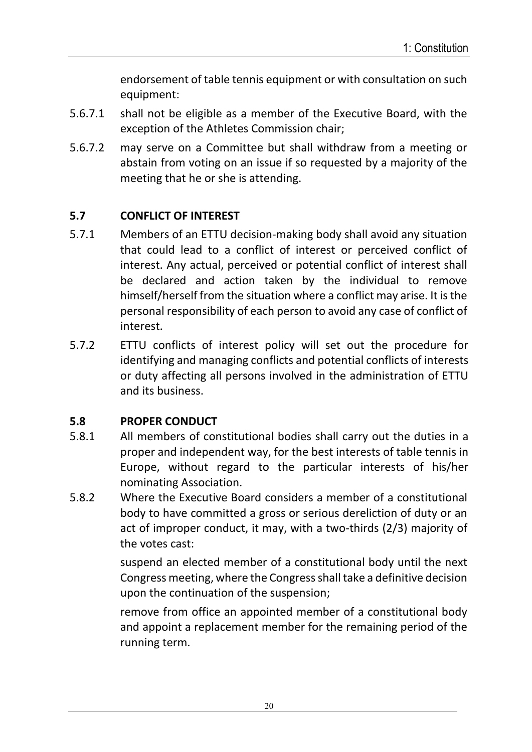endorsement of table tennis equipment or with consultation on such equipment:

5.6.7.1 shall not be eligible as a member of the Executive Board, with the exception of the Athletes Commission chair;

5.6.7.2 may serve on a Committee but shall withdraw from a meeting or abstain from voting on an issue if so requested by a majority of the meeting that he or she is attending.

### 5.7 CONFLICT OF INTEREST

5.7.1 Members of an ETTU decision-making body shall avoid any situation that could lead to a conflict of interest or perceived conflict of interest. Any actual, perceived or potential conflict of interest shall be declared and action taken by the individual to remove himself/herself from the situation where a conflict may arise. It is the personal responsibility of each person to avoid any case of conflict of interest.

5.7.2 ETTU conflicts of interest policy will set out the procedure for identifying and managing conflicts and potential conflicts of interests or duty affecting all persons involved in the administration of ETTU and its business.

### 5.8 PROPER CONDUCT

5.8.1 All members of constitutional bodies shall carry out the duties in a proper and independent way, for the best interests of table tennis in Europe, without regard to the particular interests of his/her nominating Association.

5.8.2 Where the Executive Board considers a member of a constitutional body to have committed a gross or serious dereliction of duty or an act of improper conduct, it may, with a two-thirds (2/3) majority of the votes cast:

suspend an elected member of a constitutional body until the next Congress meeting, where the Congress shall take a definitive decision upon the continuation of the suspension;

remove from office an appointed member of a constitutional body and appoint a replacement member for the remaining period of the running term.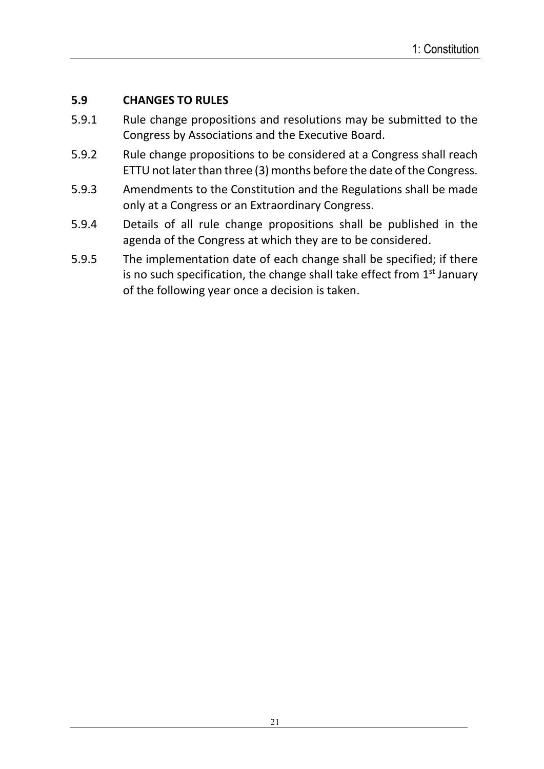## 5.9 CHANGES TO RULES

5.9.1 Rule change propositions and resolutions may be submitted to the Congress by Associations and the Executive Board.

5.9.2 Rule change propositions to be considered at a Congress shall reach ETTU not later than three (3) months before the date of the Congress.

5.9.3 Amendments to the Constitution and the Regulations shall be made only at a Congress or an Extraordinary Congress.

5.9.4 Details of all rule change propositions shall be published in the agenda of the Congress at which they are to be considered.

5.9.5 The implementation date of each change shall be specified; if there is no such specification, the change shall take effect from 1st January of the following year once a decision is taken.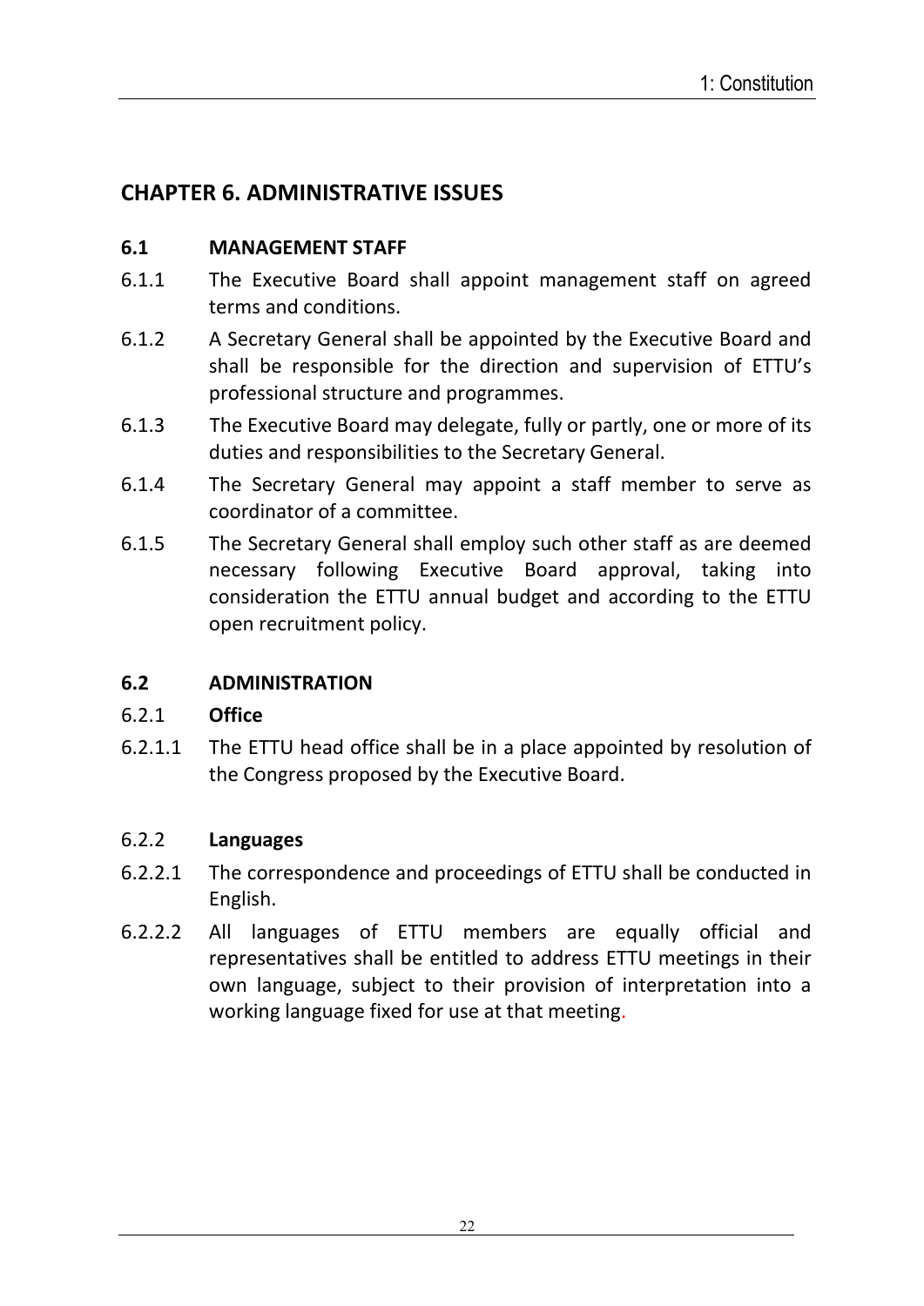## CHAPTER 6. ADMINISTRATIVE ISSUES

### 6.1 MANAGEMENT STAFF

6.1.1 The Executive Board shall appoint management staff on agreed terms and conditions.

6.1.2 A Secretary General shall be appointed by the Executive Board and shall be responsible for the direction and supervision of ETTU's professional structure and programmes.

6.1.3 The Executive Board may delegate, fully or partly, one or more of its duties and responsibilities to the Secretary General.

6.1.4 The Secretary General may appoint a staff member to serve as coordinator of a committee.

6.1.5 The Secretary General shall employ such other staff as are deemed necessary following Executive Board approval, taking into consideration the ETTU annual budget and according to the ETTU open recruitment policy.

### 6.2 ADMINISTRATION

#### 6.2.1 **Office**

6.2.1.1 The ETTU head office shall be in a place appointed by resolution of the Congress proposed by the Executive Board.

#### 6.2.2 **Languages**

6.2.2.1 The correspondence and proceedings of ETTU shall be conducted in English.

6.2.2.2 All languages of ETTU members are equally official and representatives shall be entitled to address ETTU meetings in their own language, subject to their provision of interpretation into a working language fixed for use at that meeting.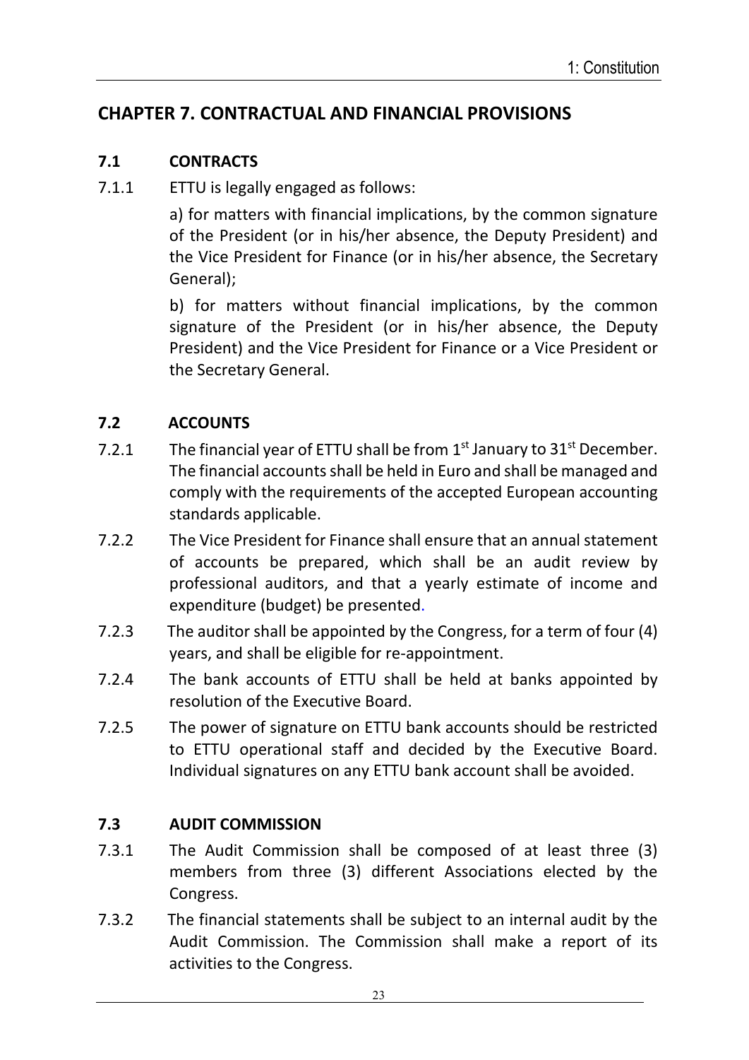## CHAPTER 7. CONTRACTUAL AND FINANCIAL PROVISIONS

### 7.1 CONTRACTS

7.1.1 ETTU is legally engaged as follows:

a) for matters with financial implications, by the common signature of the President (or in his/her absence, the Deputy President) and the Vice President for Finance (or in his/her absence, the Secretary General);

b) for matters without financial implications, by the common signature of the President (or in his/her absence, the Deputy President) and the Vice President for Finance or a Vice President or the Secretary General.

### 7.2 ACCOUNTS

7.2.1 The financial year of ETTU shall be from 1st January to 31st December. The financial accounts shall be held in Euro and shall be managed and comply with the requirements of the accepted European accounting standards applicable.

7.2.2 The Vice President for Finance shall ensure that an annual statement of accounts be prepared, which shall be an audit review by professional auditors, and that a yearly estimate of income and expenditure (budget) be presented.

7.2.3 The auditor shall be appointed by the Congress, for a term of four (4) years, and shall be eligible for re-appointment.

7.2.4 The bank accounts of ETTU shall be held at banks appointed by resolution of the Executive Board.

7.2.5 The power of signature on ETTU bank accounts should be restricted to ETTU operational staff and decided by the Executive Board. Individual signatures on any ETTU bank account shall be avoided.

### 7.3 AUDIT COMMISSION

7.3.1 The Audit Commission shall be composed of at least three (3) members from three (3) different Associations elected by the Congress.

7.3.2 The financial statements shall be subject to an internal audit by the Audit Commission. The Commission shall make a report of its activities to the Congress.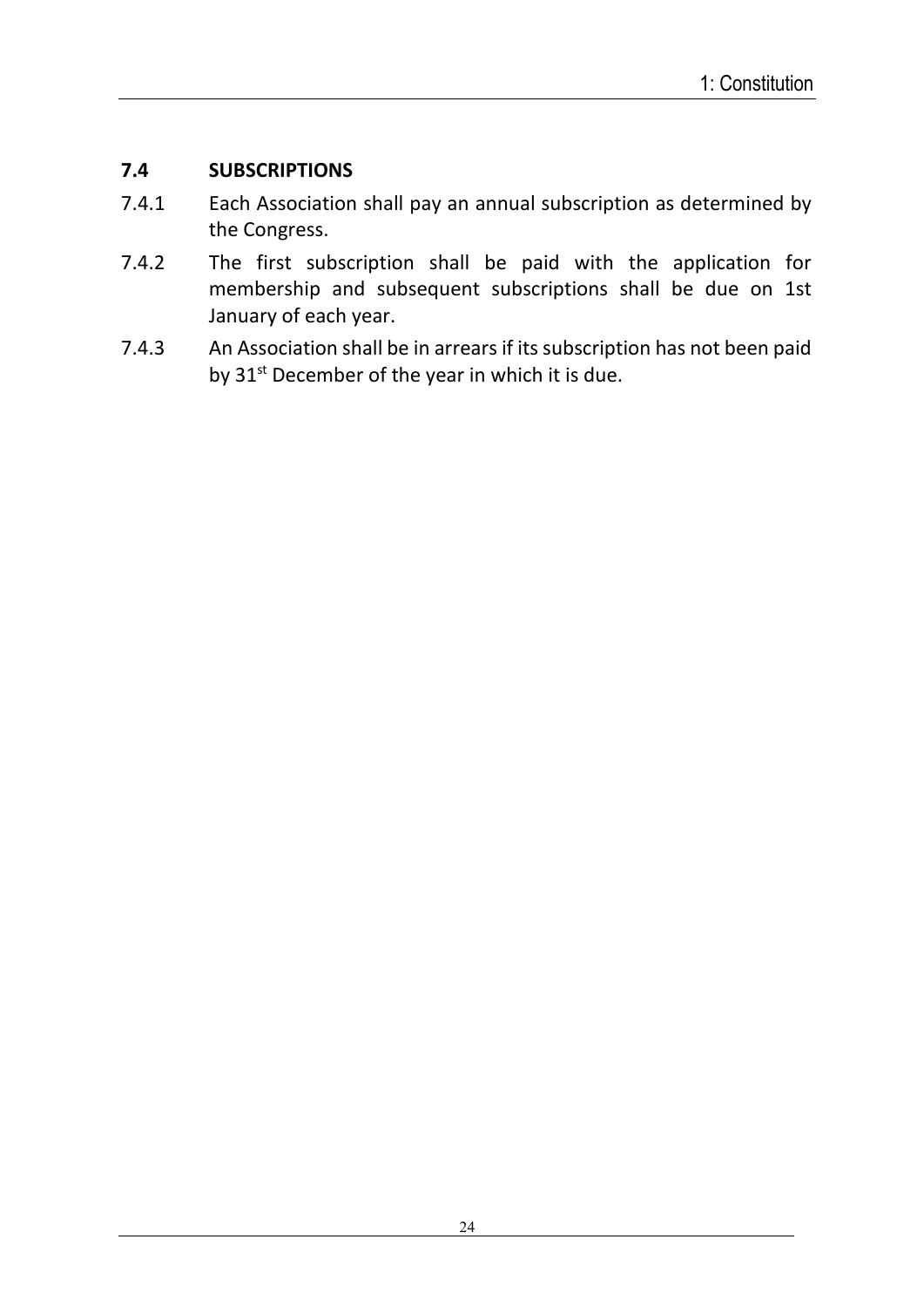### 7.4 SUBSCRIPTIONS

7.4.1 Each Association shall pay an annual subscription as determined by the Congress.

7.4.2 The first subscription shall be paid with the application for membership and subsequent subscriptions shall be due on 1st January of each year.

7.4.3 An Association shall be in arrears if its subscription has not been paid by 31st December of the year in which it is due.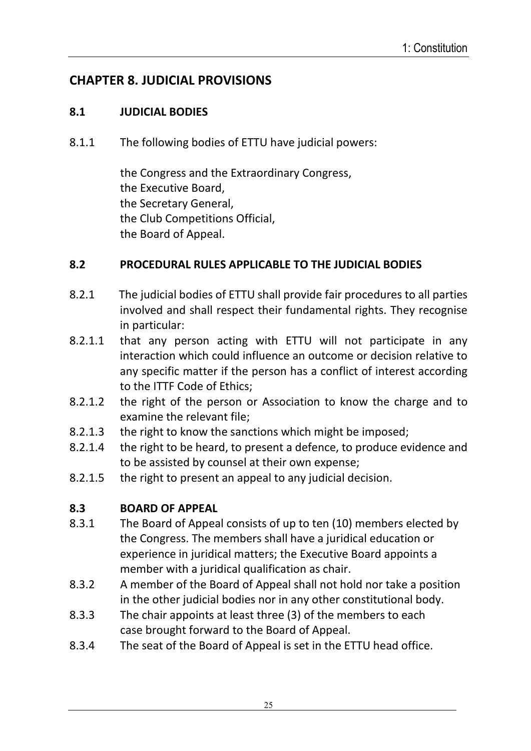## CHAPTER 8. JUDICIAL PROVISIONS

### 8.1 JUDICIAL BODIES

8.1.1 The following bodies of ETTU have judicial powers:

the Congress and the Extraordinary Congress,
the Executive Board,
the Secretary General,
the Club Competitions Official,
the Board of Appeal.

### 8.2 PROCEDURAL RULES APPLICABLE TO THE JUDICIAL BODIES

8.2.1 The judicial bodies of ETTU shall provide fair procedures to all parties involved and shall respect their fundamental rights. They recognise in particular:

8.2.1.1 that any person acting with ETTU will not participate in any interaction which could influence an outcome or decision relative to any specific matter if the person has a conflict of interest according to the ITTF Code of Ethics;

8.2.1.2 the right of the person or Association to know the charge and to examine the relevant file;

8.2.1.3 the right to know the sanctions which might be imposed;

8.2.1.4 the right to be heard, to present a defence, to produce evidence and to be assisted by counsel at their own expense;

8.2.1.5 the right to present an appeal to any judicial decision.

### 8.3 BOARD OF APPEAL

8.3.1 The Board of Appeal consists of up to ten (10) members elected by the Congress. The members shall have a juridical education or experience in juridical matters; the Executive Board appoints a member with a juridical qualification as chair.

8.3.2 A member of the Board of Appeal shall not hold nor take a position in the other judicial bodies nor in any other constitutional body.

8.3.3 The chair appoints at least three (3) of the members to each case brought forward to the Board of Appeal.

8.3.4 The seat of the Board of Appeal is set in the ETTU head office.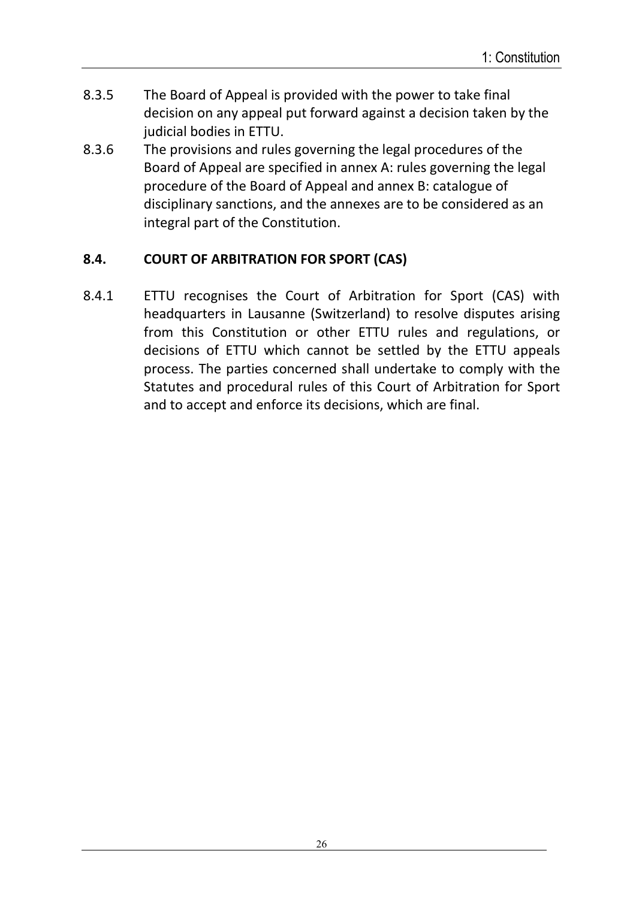8.3.5 The Board of Appeal is provided with the power to take final decision on any appeal put forward against a decision taken by the judicial bodies in ETTU.

8.3.6 The provisions and rules governing the legal procedures of the Board of Appeal are specified in annex A: rules governing the legal procedure of the Board of Appeal and annex B: catalogue of disciplinary sanctions, and the annexes are to be considered as an integral part of the Constitution.

## 8.4. COURT OF ARBITRATION FOR SPORT (CAS)

8.4.1 ETTU recognises the Court of Arbitration for Sport (CAS) with headquarters in Lausanne (Switzerland) to resolve disputes arising from this Constitution or other ETTU rules and regulations, or decisions of ETTU which cannot be settled by the ETTU appeals process. The parties concerned shall undertake to comply with the Statutes and procedural rules of this Court of Arbitration for Sport and to accept and enforce its decisions, which are final.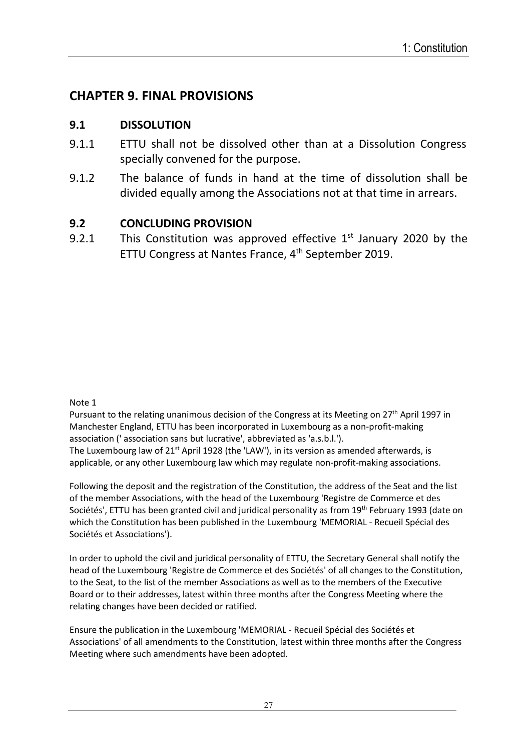## CHAPTER 9. FINAL PROVISIONS

### 9.1 DISSOLUTION

9.1.1 ETTU shall not be dissolved other than at a Dissolution Congress specially convened for the purpose.

9.1.2 The balance of funds in hand at the time of dissolution shall be divided equally among the Associations not at that time in arrears.

### 9.2 CONCLUDING PROVISION

9.2.1 This Constitution was approved effective 1st January 2020 by the ETTU Congress at Nantes France, 4th September 2019.

Note 1

Pursuant to the relating unanimous decision of the Congress at its Meeting on 27th April 1997 in Manchester England, ETTU has been incorporated in Luxembourg as a non-profit-making association (' association sans but lucrative', abbreviated as 'a.s.b.l.').
The Luxembourg law of 21st April 1928 (the 'LAW'), in its version as amended afterwards, is applicable, or any other Luxembourg law which may regulate non-profit-making associations.

Following the deposit and the registration of the Constitution, the address of the Seat and the list of the member Associations, with the head of the Luxembourg 'Registre de Commerce et des Sociétés', ETTU has been granted civil and juridical personality as from 19th February 1993 (date on which the Constitution has been published in the Luxembourg 'MEMORIAL - Recueil Spécial des Sociétés et Associations').

In order to uphold the civil and juridical personality of ETTU, the Secretary General shall notify the head of the Luxembourg 'Registre de Commerce et des Sociétés' of all changes to the Constitution, to the Seat, to the list of the member Associations as well as to the members of the Executive Board or to their addresses, latest within three months after the Congress Meeting where the relating changes have been decided or ratified.

Ensure the publication in the Luxembourg 'MEMORIAL - Recueil Spécial des Sociétés et Associations' of all amendments to the Constitution, latest within three months after the Congress Meeting where such amendments have been adopted.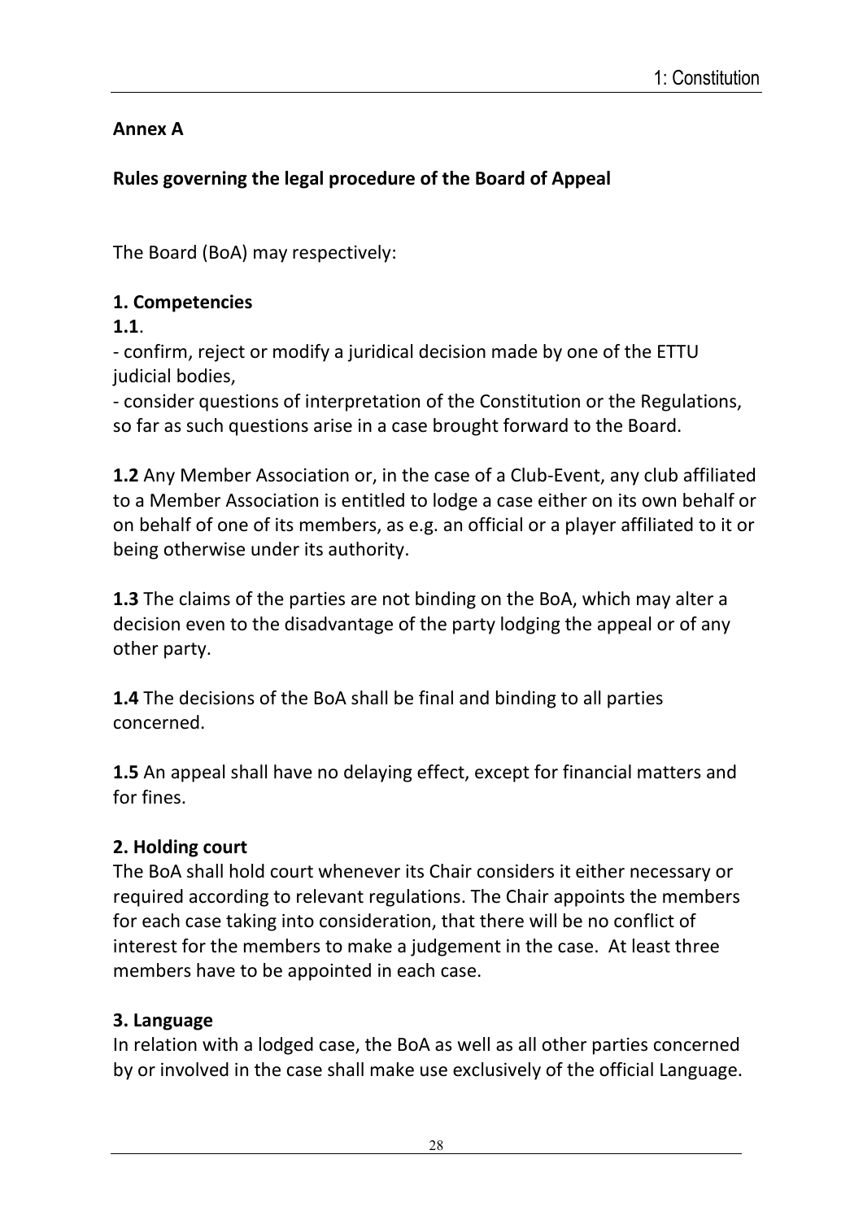**Annex A**

**Rules governing the legal procedure of the Board of Appeal**

The Board (BoA) may respectively:

**1. Competencies**

**1.1**.

- confirm, reject or modify a juridical decision made by one of the ETTU judicial bodies,
- consider questions of interpretation of the Constitution or the Regulations, so far as such questions arise in a case brought forward to the Board.

**1.2** Any Member Association or, in the case of a Club-Event, any club affiliated to a Member Association is entitled to lodge a case either on its own behalf or on behalf of one of its members, as e.g. an official or a player affiliated to it or being otherwise under its authority.

**1.3** The claims of the parties are not binding on the BoA, which may alter a decision even to the disadvantage of the party lodging the appeal or of any other party.

**1.4** The decisions of the BoA shall be final and binding to all parties concerned.

**1.5** An appeal shall have no delaying effect, except for financial matters and for fines.

**2. Holding court**

The BoA shall hold court whenever its Chair considers it either necessary or required according to relevant regulations. The Chair appoints the members for each case taking into consideration, that there will be no conflict of interest for the members to make a judgement in the case. At least three members have to be appointed in each case.

**3. Language**

In relation with a lodged case, the BoA as well as all other parties concerned by or involved in the case shall make use exclusively of the official Language.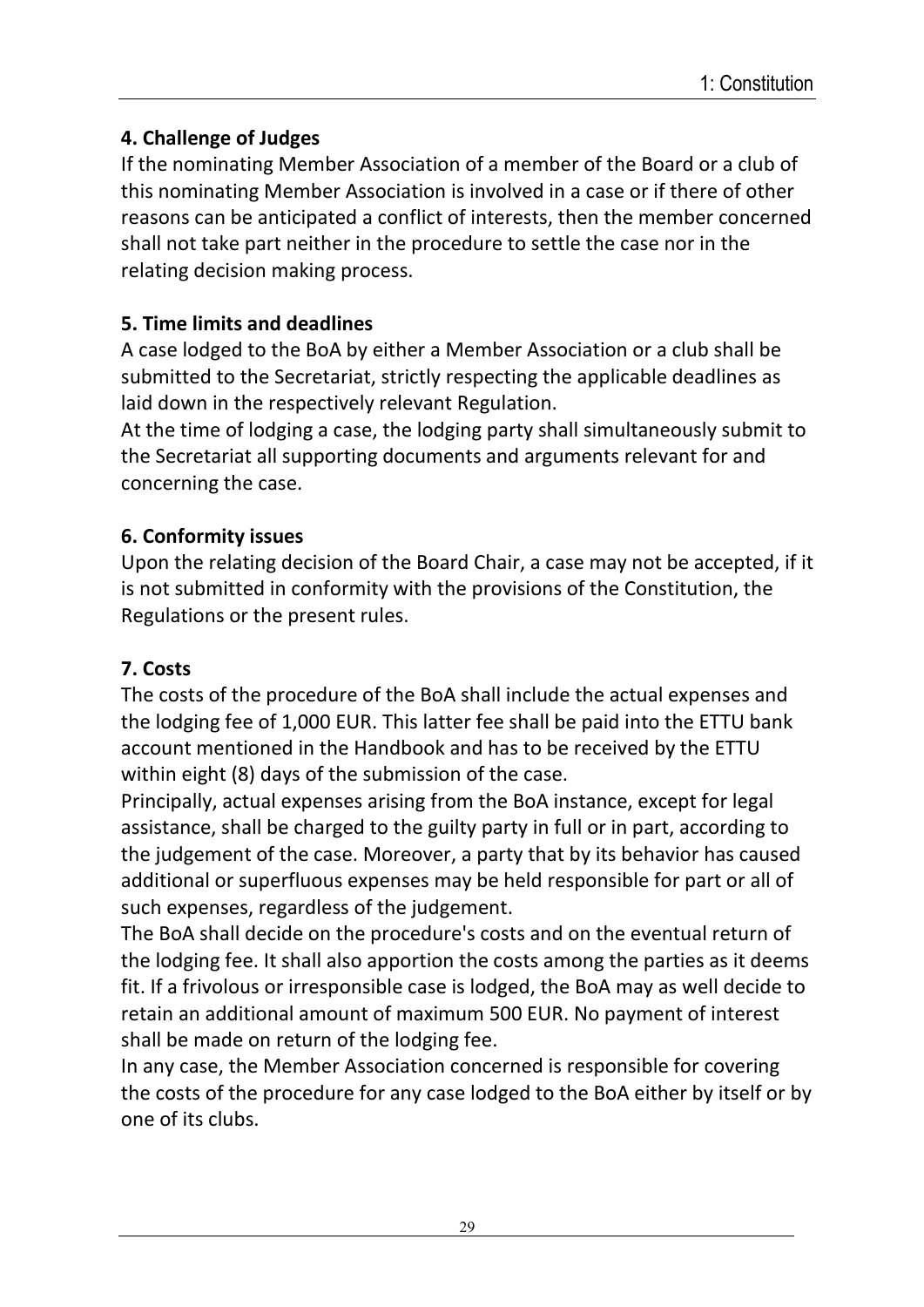**4. Challenge of Judges**

If the nominating Member Association of a member of the Board or a club of this nominating Member Association is involved in a case or if there of other reasons can be anticipated a conflict of interests, then the member concerned shall not take part neither in the procedure to settle the case nor in the relating decision making process.

**5. Time limits and deadlines**

A case lodged to the BoA by either a Member Association or a club shall be submitted to the Secretariat, strictly respecting the applicable deadlines as laid down in the respectively relevant Regulation.

At the time of lodging a case, the lodging party shall simultaneously submit to the Secretariat all supporting documents and arguments relevant for and concerning the case.

**6. Conformity issues**

Upon the relating decision of the Board Chair, a case may not be accepted, if it is not submitted in conformity with the provisions of the Constitution, the Regulations or the present rules.

**7. Costs**

The costs of the procedure of the BoA shall include the actual expenses and the lodging fee of 1,000 EUR. This latter fee shall be paid into the ETTU bank account mentioned in the Handbook and has to be received by the ETTU within eight (8) days of the submission of the case.

Principally, actual expenses arising from the BoA instance, except for legal assistance, shall be charged to the guilty party in full or in part, according to the judgement of the case. Moreover, a party that by its behavior has caused additional or superfluous expenses may be held responsible for part or all of such expenses, regardless of the judgement.

The BoA shall decide on the procedure's costs and on the eventual return of the lodging fee. It shall also apportion the costs among the parties as it deems fit. If a frivolous or irresponsible case is lodged, the BoA may as well decide to retain an additional amount of maximum 500 EUR. No payment of interest shall be made on return of the lodging fee.

In any case, the Member Association concerned is responsible for covering the costs of the procedure for any case lodged to the BoA either by itself or by one of its clubs.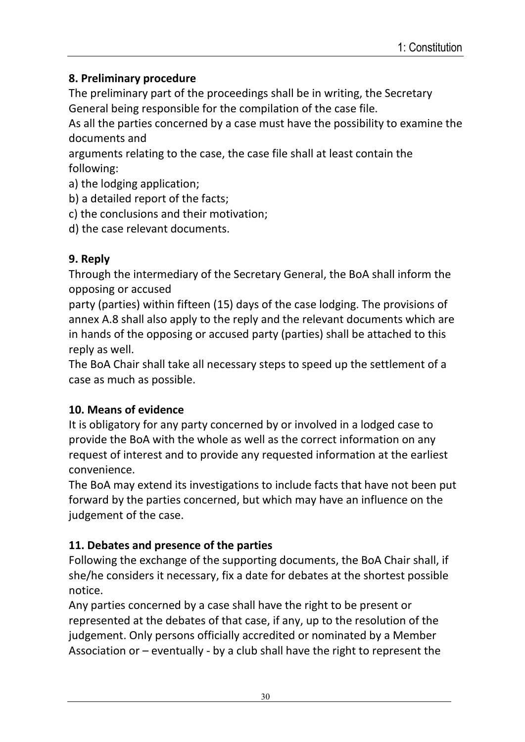## 8. Preliminary procedure

The preliminary part of the proceedings shall be in writing, the Secretary General being responsible for the compilation of the case file.

As all the parties concerned by a case must have the possibility to examine the documents and arguments relating to the case, the case file shall at least contain the following:

a) the lodging application;
b) a detailed report of the facts;
c) the conclusions and their motivation;
d) the case relevant documents.

## 9. Reply

Through the intermediary of the Secretary General, the BoA shall inform the opposing or accused party (parties) within fifteen (15) days of the case lodging. The provisions of annex A.8 shall also apply to the reply and the relevant documents which are in hands of the opposing or accused party (parties) shall be attached to this reply as well.

The BoA Chair shall take all necessary steps to speed up the settlement of a case as much as possible.

## 10. Means of evidence

It is obligatory for any party concerned by or involved in a lodged case to provide the BoA with the whole as well as the correct information on any request of interest and to provide any requested information at the earliest convenience.

The BoA may extend its investigations to include facts that have not been put forward by the parties concerned, but which may have an influence on the judgement of the case.

## 11. Debates and presence of the parties

Following the exchange of the supporting documents, the BoA Chair shall, if she/he considers it necessary, fix a date for debates at the shortest possible notice.

Any parties concerned by a case shall have the right to be present or represented at the debates of that case, if any, up to the resolution of the judgement. Only persons officially accredited or nominated by a Member Association or – eventually - by a club shall have the right to represent the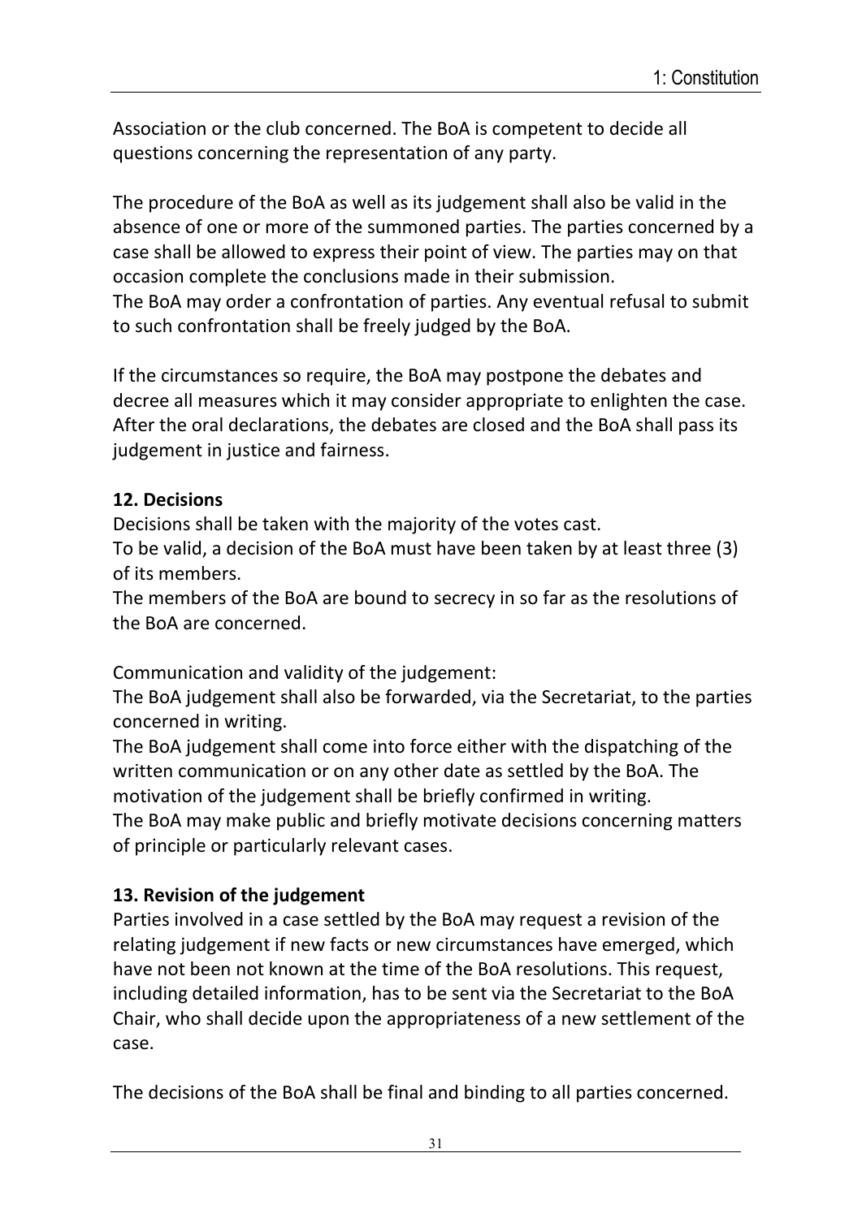Association or the club concerned. The BoA is competent to decide all questions concerning the representation of any party.

The procedure of the BoA as well as its judgement shall also be valid in the absence of one or more of the summoned parties. The parties concerned by a case shall be allowed to express their point of view. The parties may on that occasion complete the conclusions made in their submission.
The BoA may order a confrontation of parties. Any eventual refusal to submit to such confrontation shall be freely judged by the BoA.

If the circumstances so require, the BoA may postpone the debates and decree all measures which it may consider appropriate to enlighten the case. After the oral declarations, the debates are closed and the BoA shall pass its judgement in justice and fairness.

**12. Decisions**

Decisions shall be taken with the majority of the votes cast.
To be valid, a decision of the BoA must have been taken by at least three (3) of its members.
The members of the BoA are bound to secrecy in so far as the resolutions of the BoA are concerned.

Communication and validity of the judgement:
The BoA judgement shall also be forwarded, via the Secretariat, to the parties concerned in writing.
The BoA judgement shall come into force either with the dispatching of the written communication or on any other date as settled by the BoA. The motivation of the judgement shall be briefly confirmed in writing.
The BoA may make public and briefly motivate decisions concerning matters of principle or particularly relevant cases.

**13. Revision of the judgement**

Parties involved in a case settled by the BoA may request a revision of the relating judgement if new facts or new circumstances have emerged, which have not been not known at the time of the BoA resolutions. This request, including detailed information, has to be sent via the Secretariat to the BoA Chair, who shall decide upon the appropriateness of a new settlement of the case.

The decisions of the BoA shall be final and binding to all parties concerned.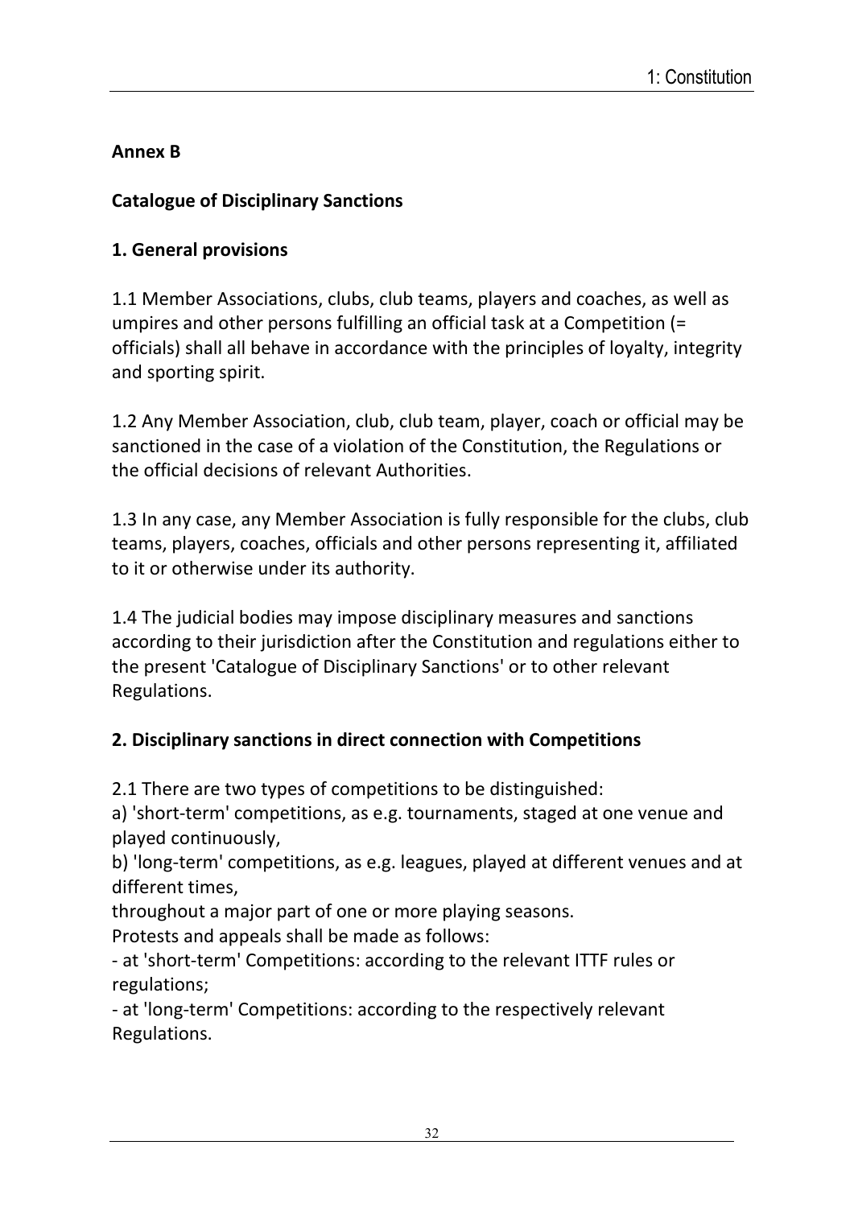## Annex B

## Catalogue of Disciplinary Sanctions

### 1. General provisions

1.1 Member Associations, clubs, club teams, players and coaches, as well as umpires and other persons fulfilling an official task at a Competition (= officials) shall all behave in accordance with the principles of loyalty, integrity and sporting spirit.

1.2 Any Member Association, club, club team, player, coach or official may be sanctioned in the case of a violation of the Constitution, the Regulations or the official decisions of relevant Authorities.

1.3 In any case, any Member Association is fully responsible for the clubs, club teams, players, coaches, officials and other persons representing it, affiliated to it or otherwise under its authority.

1.4 The judicial bodies may impose disciplinary measures and sanctions according to their jurisdiction after the Constitution and regulations either to the present 'Catalogue of Disciplinary Sanctions' or to other relevant Regulations.

### 2. Disciplinary sanctions in direct connection with Competitions

2.1 There are two types of competitions to be distinguished:
a) 'short-term' competitions, as e.g. tournaments, staged at one venue and played continuously,
b) 'long-term' competitions, as e.g. leagues, played at different venues and at different times,
throughout a major part of one or more playing seasons.
Protests and appeals shall be made as follows:
- at 'short-term' Competitions: according to the relevant ITTF rules or regulations;
- at 'long-term' Competitions: according to the respectively relevant Regulations.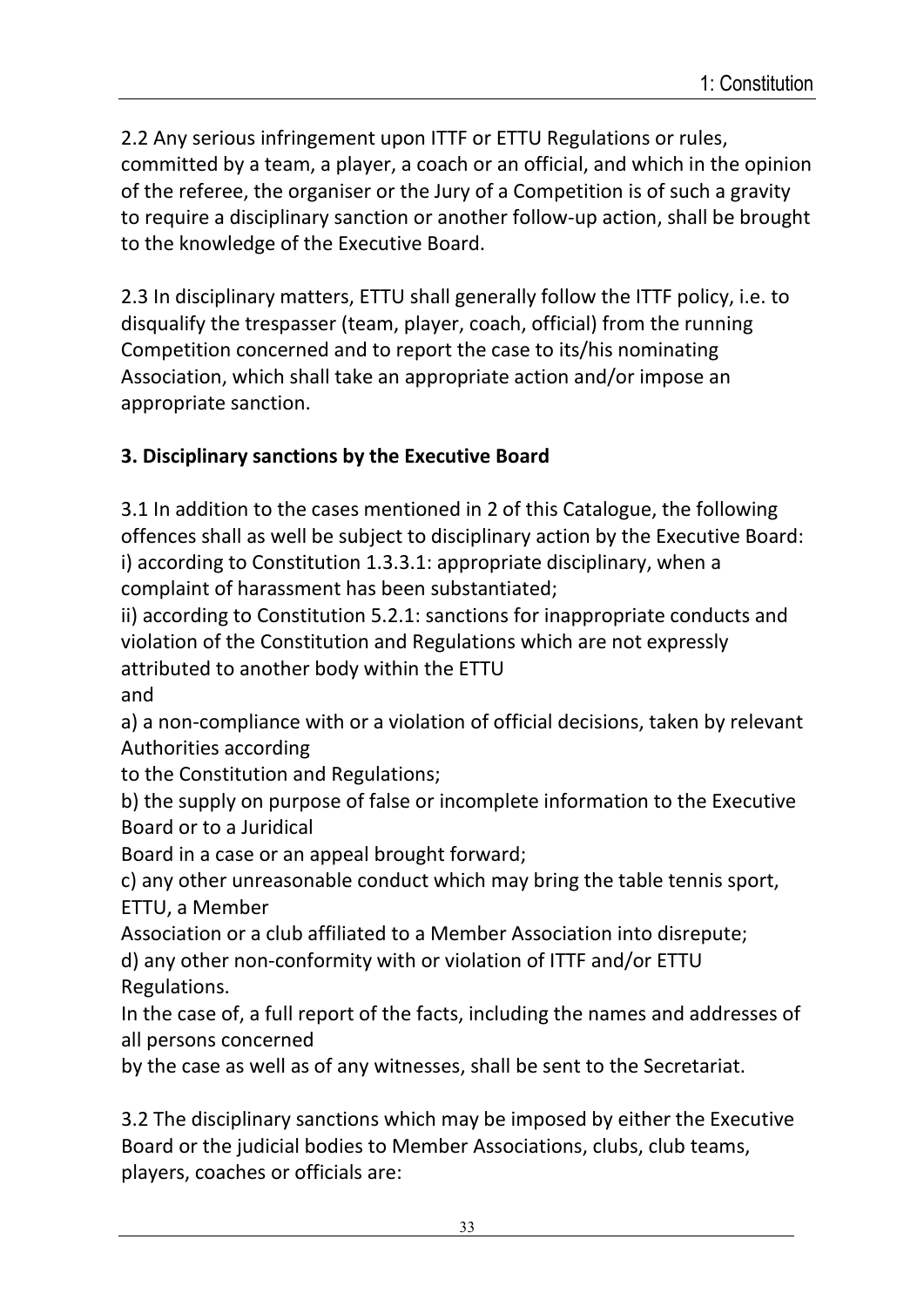2.2 Any serious infringement upon ITTF or ETTU Regulations or rules, committed by a team, a player, a coach or an official, and which in the opinion of the referee, the organiser or the Jury of a Competition is of such a gravity to require a disciplinary sanction or another follow-up action, shall be brought to the knowledge of the Executive Board.

2.3 In disciplinary matters, ETTU shall generally follow the ITTF policy, i.e. to disqualify the trespasser (team, player, coach, official) from the running Competition concerned and to report the case to its/his nominating Association, which shall take an appropriate action and/or impose an appropriate sanction.

**3. Disciplinary sanctions by the Executive Board**

3.1 In addition to the cases mentioned in 2 of this Catalogue, the following offences shall as well be subject to disciplinary action by the Executive Board:
i) according to Constitution 1.3.3.1: appropriate disciplinary, when a complaint of harassment has been substantiated;
ii) according to Constitution 5.2.1: sanctions for inappropriate conducts and violation of the Constitution and Regulations which are not expressly attributed to another body within the ETTU
and
a) a non-compliance with or a violation of official decisions, taken by relevant Authorities according
to the Constitution and Regulations;
b) the supply on purpose of false or incomplete information to the Executive Board or to a Juridical
Board in a case or an appeal brought forward;
c) any other unreasonable conduct which may bring the table tennis sport, ETTU, a Member
Association or a club affiliated to a Member Association into disrepute;
d) any other non-conformity with or violation of ITTF and/or ETTU Regulations.
In the case of, a full report of the facts, including the names and addresses of all persons concerned
by the case as well as of any witnesses, shall be sent to the Secretariat.

3.2 The disciplinary sanctions which may be imposed by either the Executive Board or the judicial bodies to Member Associations, clubs, club teams, players, coaches or officials are: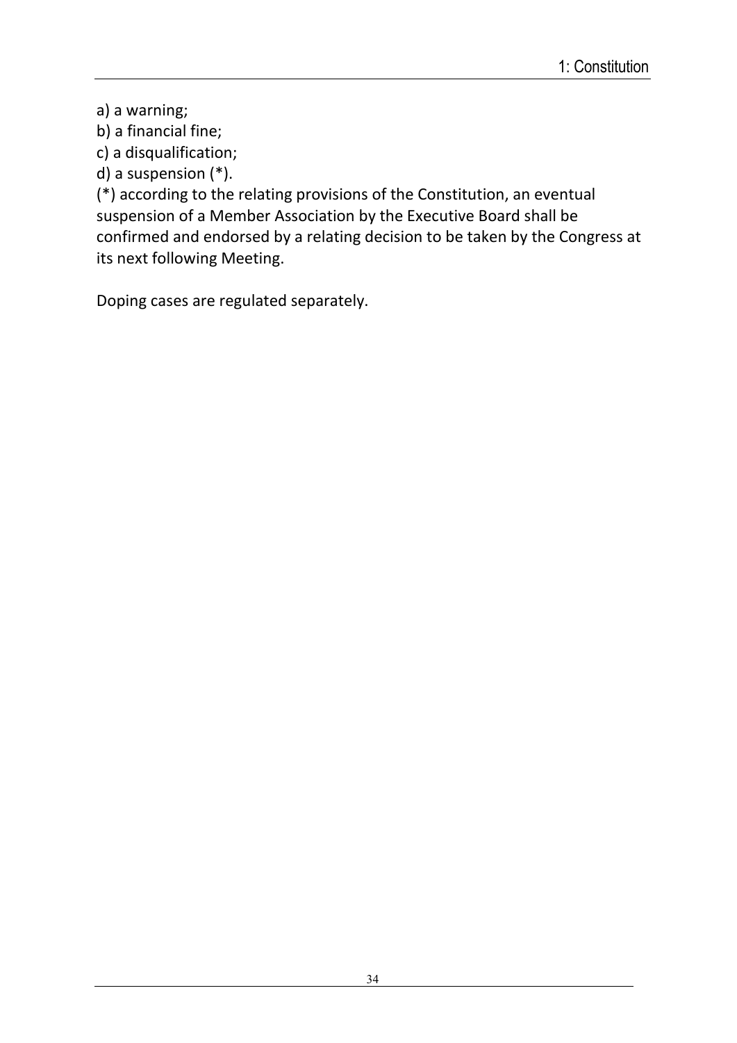a) a warning;
b) a financial fine;
c) a disqualification;
d) a suspension (*).

(*) according to the relating provisions of the Constitution, an eventual suspension of a Member Association by the Executive Board shall be confirmed and endorsed by a relating decision to be taken by the Congress at its next following Meeting.

Doping cases are regulated separately.